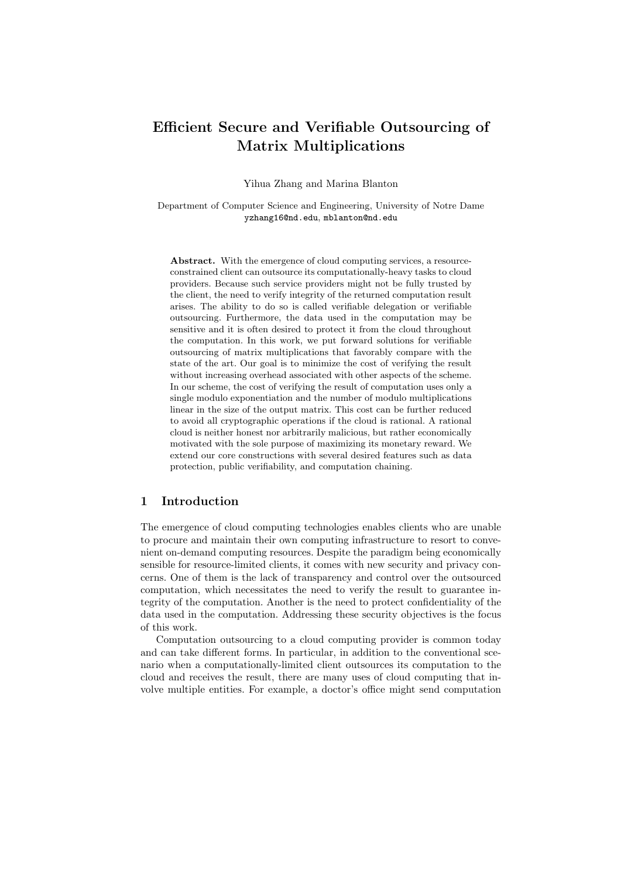# Efficient Secure and Verifiable Outsourcing of Matrix Multiplications

Yihua Zhang and Marina Blanton

Department of Computer Science and Engineering, University of Notre Dame
yzhang16@nd.edu, mblanton@nd.edu

**Abstract.** With the emergence of cloud computing services, a resource-constrained client can outsource its computationally-heavy tasks to cloud providers. Because such service providers might not be fully trusted by the client, the need to verify integrity of the returned computation result arises. The ability to do so is called verifiable delegation or verifiable outsourcing. Furthermore, the data used in the computation may be sensitive and it is often desired to protect it from the cloud throughout the computation. In this work, we put forward solutions for verifiable outsourcing of matrix multiplications that favorably compare with the state of the art. Our goal is to minimize the cost of verifying the result without increasing overhead associated with other aspects of the scheme. In our scheme, the cost of verifying the result of computation uses only a single modulo exponentiation and the number of modulo multiplications linear in the size of the output matrix. This cost can be further reduced to avoid all cryptographic operations if the cloud is rational. A rational cloud is neither honest nor arbitrarily malicious, but rather economically motivated with the sole purpose of maximizing its monetary reward. We extend our core constructions with several desired features such as data protection, public verifiability, and computation chaining.

## 1 Introduction

The emergence of cloud computing technologies enables clients who are unable to procure and maintain their own computing infrastructure to resort to convenient on-demand computing resources. Despite the paradigm being economically sensible for resource-limited clients, it comes with new security and privacy concerns. One of them is the lack of transparency and control over the outsourced computation, which necessitates the need to verify the result to guarantee integrity of the computation. Another is the need to protect confidentiality of the data used in the computation. Addressing these security objectives is the focus of this work.

Computation outsourcing to a cloud computing provider is common today and can take different forms. In particular, in addition to the conventional scenario when a computationally-limited client outsources its computation to the cloud and receives the result, there are many uses of cloud computing that involve multiple entities. For example, a doctor's office might send computation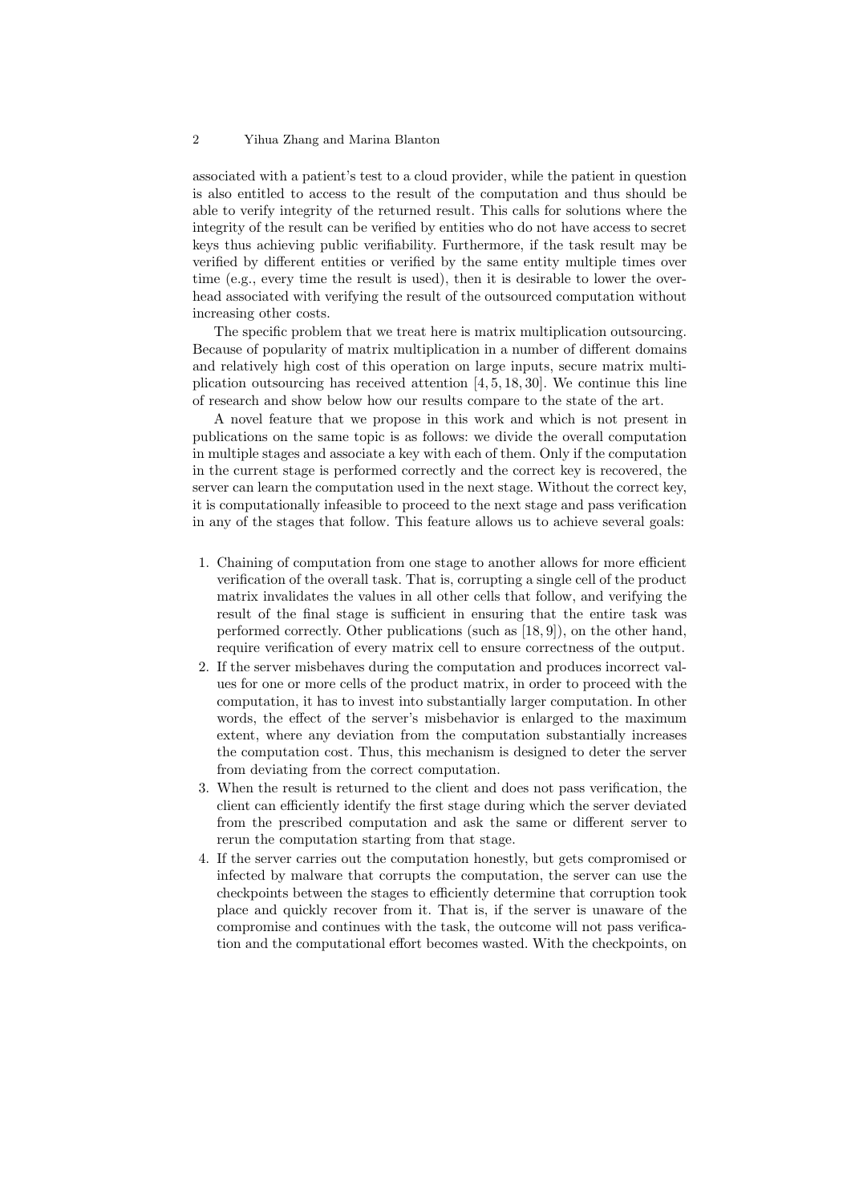associated with a patient's test to a cloud provider, while the patient in question is also entitled to access to the result of the computation and thus should be able to verify integrity of the returned result. This calls for solutions where the integrity of the result can be verified by entities who do not have access to secret keys thus achieving public verifiability. Furthermore, if the task result may be verified by different entities or verified by the same entity multiple times over time (e.g., every time the result is used), then it is desirable to lower the overhead associated with verifying the result of the outsourced computation without increasing other costs.

The specific problem that we treat here is matrix multiplication outsourcing. Because of popularity of matrix multiplication in a number of different domains and relatively high cost of this operation on large inputs, secure matrix multiplication outsourcing has received attention [4, 5, 18, 30]. We continue this line of research and show below how our results compare to the state of the art.

A novel feature that we propose in this work and which is not present in publications on the same topic is as follows: we divide the overall computation in multiple stages and associate a key with each of them. Only if the computation in the current stage is performed correctly and the correct key is recovered, the server can learn the computation used in the next stage. Without the correct key, it is computationally infeasible to proceed to the next stage and pass verification in any of the stages that follow. This feature allows us to achieve several goals:

1. Chaining of computation from one stage to another allows for more efficient verification of the overall task. That is, corrupting a single cell of the product matrix invalidates the values in all other cells that follow, and verifying the result of the final stage is sufficient in ensuring that the entire task was performed correctly. Other publications (such as [18, 9]), on the other hand, require verification of every matrix cell to ensure correctness of the output.
2. If the server misbehaves during the computation and produces incorrect values for one or more cells of the product matrix, in order to proceed with the computation, it has to invest into substantially larger computation. In other words, the effect of the server's misbehavior is enlarged to the maximum extent, where any deviation from the computation substantially increases the computation cost. Thus, this mechanism is designed to deter the server from deviating from the correct computation.
3. When the result is returned to the client and does not pass verification, the client can efficiently identify the first stage during which the server deviated from the prescribed computation and ask the same or different server to rerun the computation starting from that stage.
4. If the server carries out the computation honestly, but gets compromised or infected by malware that corrupts the computation, the server can use the checkpoints between the stages to efficiently determine that corruption took place and quickly recover from it. That is, if the server is unaware of the compromise and continues with the task, the outcome will not pass verification and the computational effort becomes wasted. With the checkpoints, on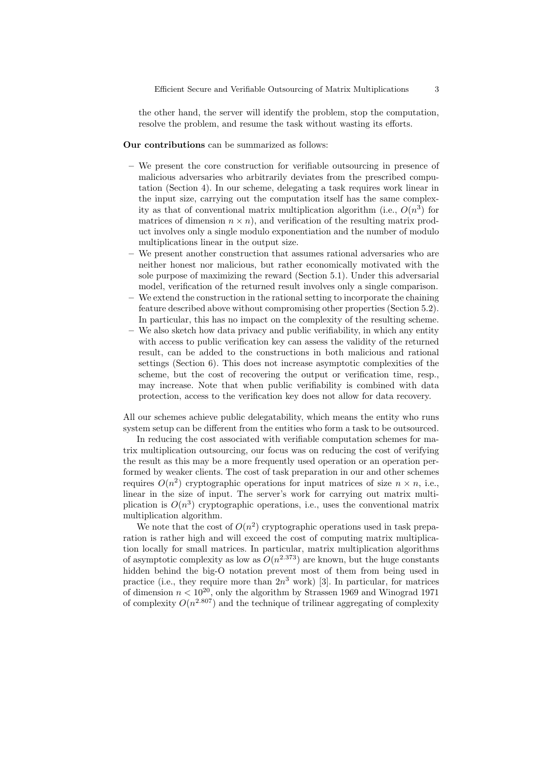the other hand, the server will identify the problem, stop the computation, resolve the problem, and resume the task without wasting its efforts.

**Our contributions** can be summarized as follows:

- We present the core construction for verifiable outsourcing in presence of malicious adversaries who arbitrarily deviates from the prescribed computation (Section 4). In our scheme, delegating a task requires work linear in the input size, carrying out the computation itself has the same complexity as that of conventional matrix multiplication algorithm (i.e., $O(n^3)$ for matrices of dimension $n \times n$), and verification of the resulting matrix product involves only a single modulo exponentiation and the number of modulo multiplications linear in the output size.
- We present another construction that assumes rational adversaries who are neither honest nor malicious, but rather economically motivated with the sole purpose of maximizing the reward (Section 5.1). Under this adversarial model, verification of the returned result involves only a single comparison.
- We extend the construction in the rational setting to incorporate the chaining feature described above without compromising other properties (Section 5.2). In particular, this has no impact on the complexity of the resulting scheme.
- We also sketch how data privacy and public verifiability, in which any entity with access to public verification key can assess the validity of the returned result, can be added to the constructions in both malicious and rational settings (Section 6). This does not increase asymptotic complexities of the scheme, but the cost of recovering the output or verification time, resp., may increase. Note that when public verifiability is combined with data protection, access to the verification key does not allow for data recovery.

All our schemes achieve public delegatability, which means the entity who runs system setup can be different from the entities who form a task to be outsourced.

In reducing the cost associated with verifiable computation schemes for matrix multiplication outsourcing, our focus was on reducing the cost of verifying the result as this may be a more frequently used operation or an operation performed by weaker clients. The cost of task preparation in our and other schemes requires $O(n^2)$ cryptographic operations for input matrices of size $n \times n$, i.e., linear in the size of input. The server's work for carrying out matrix multiplication is $O(n^3)$ cryptographic operations, i.e., uses the conventional matrix multiplication algorithm.

We note that the cost of $O(n^2)$ cryptographic operations used in task preparation is rather high and will exceed the cost of computing matrix multiplication locally for small matrices. In particular, matrix multiplication algorithms of asymptotic complexity as low as $O(n^{2.373})$ are known, but the huge constants hidden behind the big-O notation prevent most of them from being used in practice (i.e., they require more than $2n^3$ work) [3]. In particular, for matrices of dimension $n < 10^{20}$, only the algorithm by Strassen 1969 and Winograd 1971 of complexity $O(n^{2.807})$ and the technique of trilinear aggregating of complexity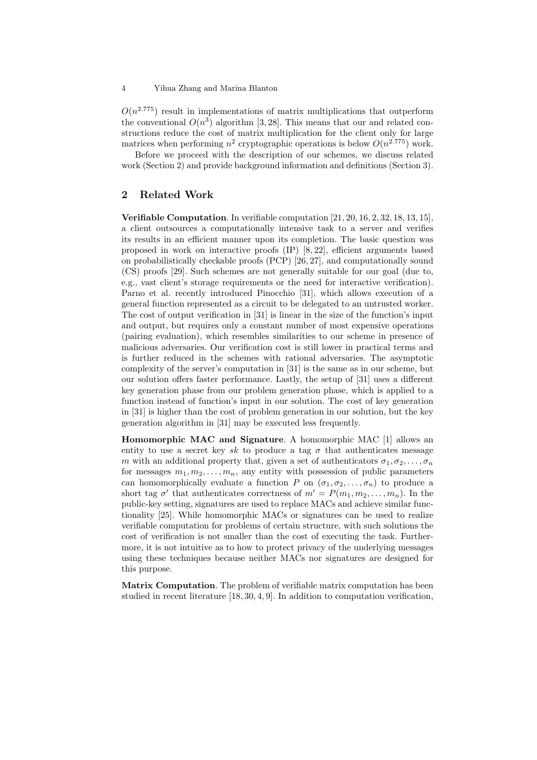$O(n^{2.775})$ result in implementations of matrix multiplications that outperform the conventional $O(n^3)$ algorithm [3, 28]. This means that our and related constructions reduce the cost of matrix multiplication for the client only for large matrices when performing $n^2$ cryptographic operations is below $O(n^{2.775})$ work.

Before we proceed with the description of our schemes, we discuss related work (Section 2) and provide background information and definitions (Section 3).

## 2 Related Work

**Verifiable Computation**. In verifiable computation [21, 20, 16, 2, 32, 18, 13, 15], a client outsources a computationally intensive task to a server and verifies its results in an efficient manner upon its completion. The basic question was proposed in work on interactive proofs (IP) [8, 22], efficient arguments based on probabilistically checkable proofs (PCP) [26, 27], and computationally sound (CS) proofs [29]. Such schemes are not generally suitable for our goal (due to, e.g., vast client's storage requirements or the need for interactive verification). Parno et al. recently introduced Pinocchio [31], which allows execution of a general function represented as a circuit to be delegated to an untrusted worker. The cost of output verification in [31] is linear in the size of the function's input and output, but requires only a constant number of most expensive operations (pairing evaluation), which resembles similarities to our scheme in presence of malicious adversaries. Our verification cost is still lower in practical terms and is further reduced in the schemes with rational adversaries. The asymptotic complexity of the server's computation in [31] is the same as in our scheme, but our solution offers faster performance. Lastly, the setup of [31] uses a different key generation phase from our problem generation phase, which is applied to a function instead of function's input in our solution. The cost of key generation in [31] is higher than the cost of problem generation in our solution, but the key generation algorithm in [31] may be executed less frequently.

**Homomorphic MAC and Signature**. A homomorphic MAC [1] allows an entity to use a secret key $sk$ to produce a tag $\sigma$ that authenticates message $m$ with an additional property that, given a set of authenticators $\sigma_1, \sigma_2, \ldots, \sigma_n$ for messages $m_1, m_2, \ldots, m_n$, any entity with possession of public parameters can homomorphically evaluate a function $P$ on $(\sigma_1, \sigma_2, \ldots, \sigma_n)$ to produce a short tag $\sigma'$ that authenticates correctness of $m' = P(m_1, m_2, \ldots, m_n)$. In the public-key setting, signatures are used to replace MACs and achieve similar functionality [25]. While homomorphic MACs or signatures can be used to realize verifiable computation for problems of certain structure, with such solutions the cost of verification is not smaller than the cost of executing the task. Furthermore, it is not intuitive as to how to protect privacy of the underlying messages using these techniques because neither MACs nor signatures are designed for this purpose.

**Matrix Computation**. The problem of verifiable matrix computation has been studied in recent literature [18, 30, 4, 9]. In addition to computation verification,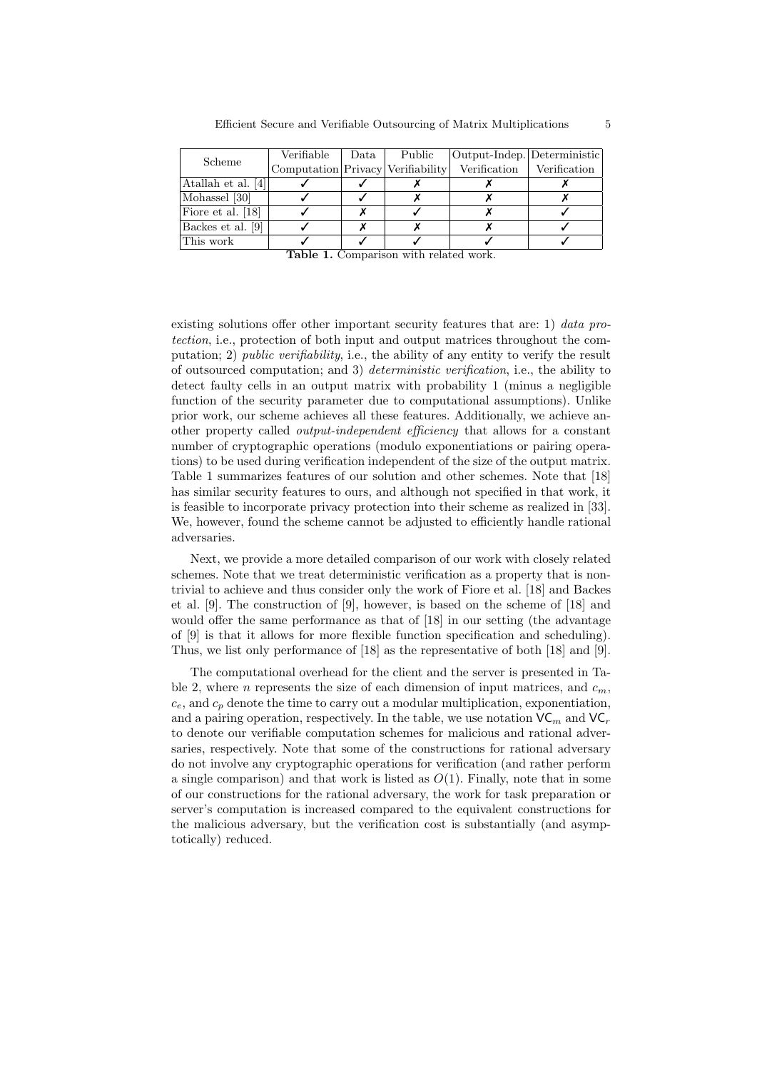| Scheme | Verifiable Computation | Data Privacy | Public Verifiability | Output-Indep. Verification | Deterministic Verification |
|---|---|---|---|---|---|
| Atallah et al. [4] | ✓ | ✓ | ✗ | ✗ | ✗ |
| Mohassel [30] | ✓ | ✓ | ✗ | ✗ | ✗ |
| Fiore et al. [18] | ✓ | ✗ | ✓ | ✗ | ✓ |
| Backes et al. [9] | ✓ | ✗ | ✗ | ✗ | ✓ |
| This work | ✓ | ✓ | ✓ | ✓ | ✓ |

**Table 1.** Comparison with related work.

existing solutions offer other important security features that are: 1) *data protection*, i.e., protection of both input and output matrices throughout the computation; 2) *public verifiability*, i.e., the ability of any entity to verify the result of outsourced computation; and 3) *deterministic verification*, i.e., the ability to detect faulty cells in an output matrix with probability 1 (minus a negligible function of the security parameter due to computational assumptions). Unlike prior work, our scheme achieves all these features. Additionally, we achieve another property called *output-independent efficiency* that allows for a constant number of cryptographic operations (modulo exponentiations or pairing operations) to be used during verification independent of the size of the output matrix. Table 1 summarizes features of our solution and other schemes. Note that [18] has similar security features to ours, and although not specified in that work, it is feasible to incorporate privacy protection into their scheme as realized in [33]. We, however, found the scheme cannot be adjusted to efficiently handle rational adversaries.

Next, we provide a more detailed comparison of our work with closely related schemes. Note that we treat deterministic verification as a property that is nontrivial to achieve and thus consider only the work of Fiore et al. [18] and Backes et al. [9]. The construction of [9], however, is based on the scheme of [18] and would offer the same performance as that of [18] in our setting (the advantage of [9] is that it allows for more flexible function specification and scheduling). Thus, we list only performance of [18] as the representative of both [18] and [9].

The computational overhead for the client and the server is presented in Table 2, where $n$ represents the size of each dimension of input matrices, and $c_m$, $c_e$, and $c_p$ denote the time to carry out a modular multiplication, exponentiation, and a pairing operation, respectively. In the table, we use notation $\mathsf{VC}_m$ and $\mathsf{VC}_r$ to denote our verifiable computation schemes for malicious and rational adversaries, respectively. Note that some of the constructions for rational adversary do not involve any cryptographic operations for verification (and rather perform a single comparison) and that work is listed as $O(1)$. Finally, note that in some of our constructions for the rational adversary, the work for task preparation or server's computation is increased compared to the equivalent constructions for the malicious adversary, but the verification cost is substantially (and asymptotically) reduced.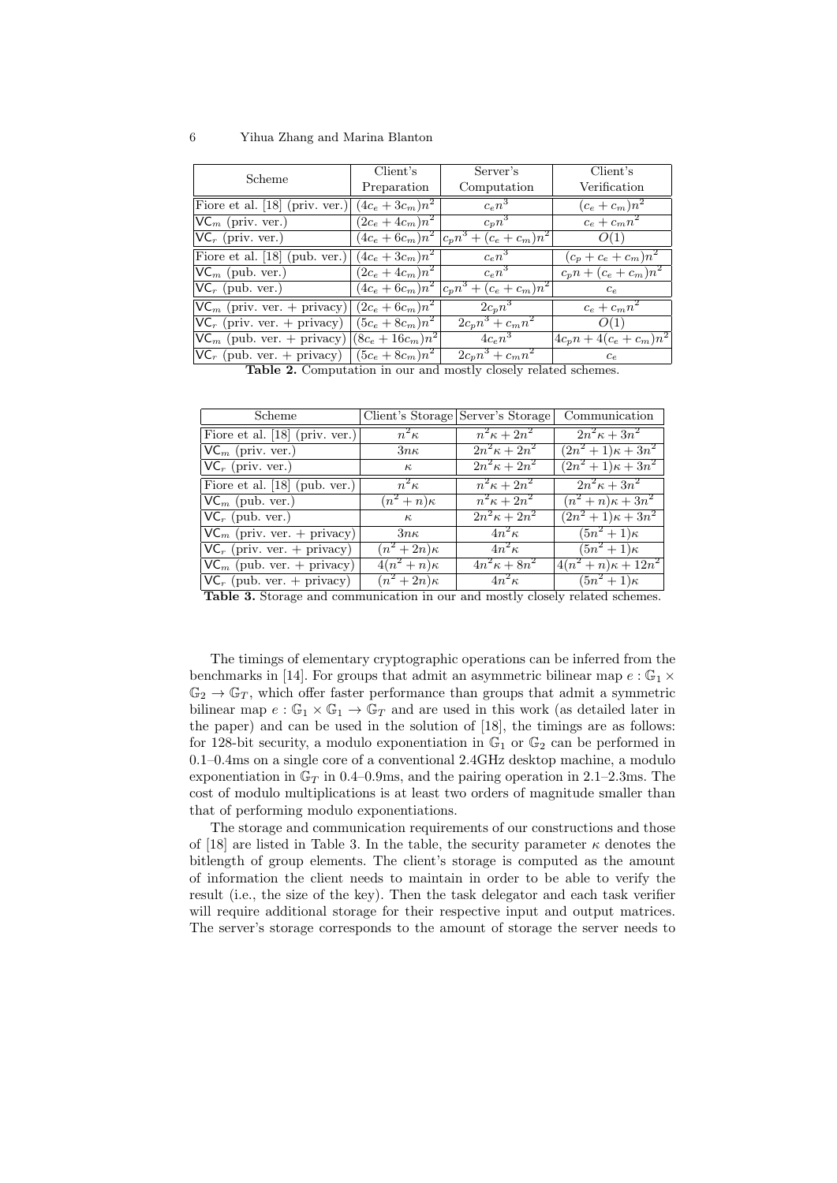| Scheme | Client's Preparation | Server's Computation | Client's Verification |
|---|---|---|---|
| Fiore et al. [18] (priv. ver.) | $(4c_e + 3c_m)n^2$ | $c_e n^3$ | $(c_e + c_m)n^2$ |
| $\mathsf{VC}_m$ (priv. ver.) | $(2c_e + 4c_m)n^2$ | $c_p n^3$ | $c_e + c_m n^2$ |
| $\mathsf{VC}_r$ (priv. ver.) | $(4c_e + 6c_m)n^2$ | $c_p n^3 + (c_e + c_m)n^2$ | $O(1)$ |
| Fiore et al. [18] (pub. ver.) | $(4c_e + 3c_m)n^2$ | $c_e n^3$ | $(c_p + c_e + c_m)n^2$ |
| $\mathsf{VC}_m$ (pub. ver.) | $(2c_e + 4c_m)n^2$ | $c_e n^3$ | $c_p n + (c_e + c_m)n^2$ |
| $\mathsf{VC}_r$ (pub. ver.) | $(4c_e + 6c_m)n^2$ | $c_p n^3 + (c_e + c_m)n^2$ | $c_e$ |
| $\mathsf{VC}_m$ (priv. ver. + privacy) | $(2c_e + 6c_m)n^2$ | $2c_p n^3$ | $c_e + c_m n^2$ |
| $\mathsf{VC}_r$ (priv. ver. + privacy) | $(5c_e + 8c_m)n^2$ | $2c_p n^3 + c_m n^2$ | $O(1)$ |
| $\mathsf{VC}_m$ (pub. ver. + privacy) | $(8c_e + 16c_m)n^2$ | $4c_e n^3$ | $4c_p n + 4(c_e + c_m)n^2$ |
| $\mathsf{VC}_r$ (pub. ver. + privacy) | $(5c_e + 8c_m)n^2$ | $2c_p n^3 + c_m n^2$ | $c_e$ |

**Table 2.** Computation in our and mostly closely related schemes.

| Scheme | Client's Storage | Server's Storage | Communication |
|---|---|---|---|
| Fiore et al. [18] (priv. ver.) | $n^2\kappa$ | $n^2\kappa + 2n^2$ | $2n^2\kappa + 3n^2$ |
| $\mathsf{VC}_m$ (priv. ver.) | $3n\kappa$ | $2n^2\kappa + 2n^2$ | $(2n^2 + 1)\kappa + 3n^2$ |
| $\mathsf{VC}_r$ (priv. ver.) | $\kappa$ | $2n^2\kappa + 2n^2$ | $(2n^2 + 1)\kappa + 3n^2$ |
| Fiore et al. [18] (pub. ver.) | $n^2\kappa$ | $n^2\kappa + 2n^2$ | $2n^2\kappa + 3n^2$ |
| $\mathsf{VC}_m$ (pub. ver.) | $(n^2 + n)\kappa$ | $n^2\kappa + 2n^2$ | $(n^2 + n)\kappa + 3n^2$ |
| $\mathsf{VC}_r$ (pub. ver.) | $\kappa$ | $2n^2\kappa + 2n^2$ | $(2n^2 + 1)\kappa + 3n^2$ |
| $\mathsf{VC}_m$ (priv. ver. + privacy) | $3n\kappa$ | $4n^2\kappa$ | $(5n^2 + 1)\kappa$ |
| $\mathsf{VC}_r$ (priv. ver. + privacy) | $(n^2 + 2n)\kappa$ | $4n^2\kappa$ | $(5n^2 + 1)\kappa$ |
| $\mathsf{VC}_m$ (pub. ver. + privacy) | $4(n^2 + n)\kappa$ | $4n^2\kappa + 8n^2$ | $4(n^2 + n)\kappa + 12n^2$ |
| $\mathsf{VC}_r$ (pub. ver. + privacy) | $(n^2 + 2n)\kappa$ | $4n^2\kappa$ | $(5n^2 + 1)\kappa$ |

**Table 3.** Storage and communication in our and mostly closely related schemes.

The timings of elementary cryptographic operations can be inferred from the benchmarks in [14]. For groups that admit an asymmetric bilinear map $e : \mathbb{G}_1 \times \mathbb{G}_2 \to \mathbb{G}_T$, which offer faster performance than groups that admit a symmetric bilinear map $e : \mathbb{G}_1 \times \mathbb{G}_1 \to \mathbb{G}_T$ and are used in this work (as detailed later in the paper) and can be used in the solution of [18], the timings are as follows: for 128-bit security, a modulo exponentiation in $\mathbb{G}_1$ or $\mathbb{G}_2$ can be performed in 0.1–0.4ms on a single core of a conventional 2.4GHz desktop machine, a modulo exponentiation in $\mathbb{G}_T$ in 0.4–0.9ms, and the pairing operation in 2.1–2.3ms. The cost of modulo multiplications is at least two orders of magnitude smaller than that of performing modulo exponentiations.

The storage and communication requirements of our constructions and those of [18] are listed in Table 3. In the table, the security parameter $\kappa$ denotes the bitlength of group elements. The client's storage is computed as the amount of information the client needs to maintain in order to be able to verify the result (i.e., the size of the key). Then the task delegator and each task verifier will require additional storage for their respective input and output matrices. The server's storage corresponds to the amount of storage the server needs to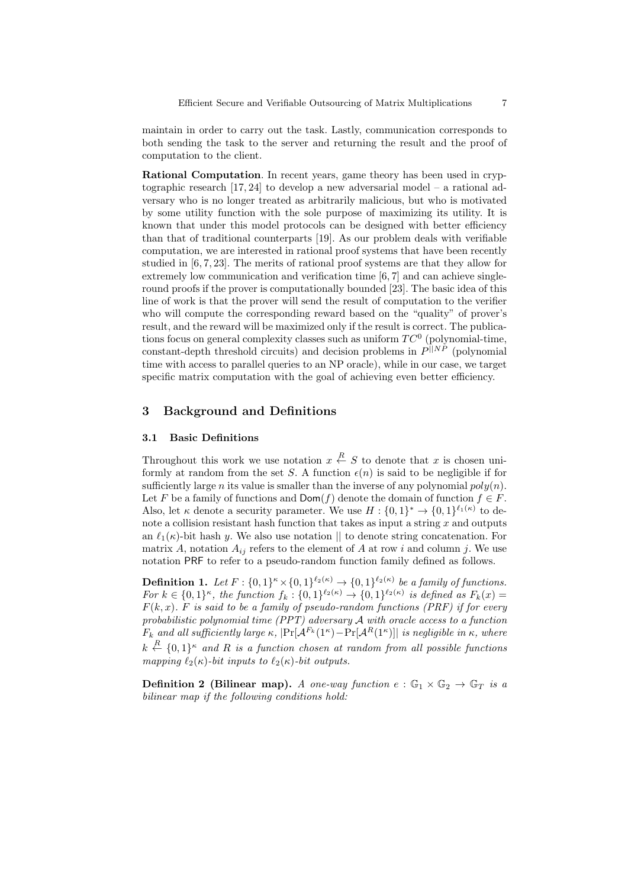maintain in order to carry out the task. Lastly, communication corresponds to both sending the task to the server and returning the result and the proof of computation to the client.

**Rational Computation**. In recent years, game theory has been used in cryptographic research [17, 24] to develop a new adversarial model – a rational adversary who is no longer treated as arbitrarily malicious, but who is motivated by some utility function with the sole purpose of maximizing its utility. It is known that under this model protocols can be designed with better efficiency than that of traditional counterparts [19]. As our problem deals with verifiable computation, we are interested in rational proof systems that have been recently studied in [6, 7, 23]. The merits of rational proof systems are that they allow for extremely low communication and verification time [6, 7] and can achieve single-round proofs if the prover is computationally bounded [23]. The basic idea of this line of work is that the prover will send the result of computation to the verifier who will compute the corresponding reward based on the "quality" of prover's result, and the reward will be maximized only if the result is correct. The publications focus on general complexity classes such as uniform $TC^0$ (polynomial-time, constant-depth threshold circuits) and decision problems in $P^{||NP}$ (polynomial time with access to parallel queries to an NP oracle), while in our case, we target specific matrix computation with the goal of achieving even better efficiency.

## 3 Background and Definitions

### 3.1 Basic Definitions

Throughout this work we use notation $x \overset{R}{\leftarrow} S$ to denote that $x$ is chosen uniformly at random from the set $S$. A function $\epsilon(n)$ is said to be negligible if for sufficiently large $n$ its value is smaller than the inverse of any polynomial $poly(n)$. Let $F$ be a family of functions and $\mathsf{Dom}(f)$ denote the domain of function $f \in F$. Also, let $\kappa$ denote a security parameter. We use $H : \{0,1\}^* \rightarrow \{0,1\}^{\ell_1(\kappa)}$ to denote a collision resistant hash function that takes as input a string $x$ and outputs an $\ell_1(\kappa)$-bit hash $y$. We also use notation $||$ to denote string concatenation. For matrix $A$, notation $A_{ij}$ refers to the element of $A$ at row $i$ and column $j$. We use notation $\mathsf{PRF}$ to refer to a pseudo-random function family defined as follows.

**Definition 1.** *Let $F : \{0,1\}^\kappa \times \{0,1\}^{\ell_2(\kappa)} \rightarrow \{0,1\}^{\ell_2(\kappa)}$ be a family of functions. For $k \in \{0,1\}^\kappa$, the function $f_k : \{0,1\}^{\ell_2(\kappa)} \rightarrow \{0,1\}^{\ell_2(\kappa)}$ is defined as $F_k(x) = F(k, x)$. $F$ is said to be a family of pseudo-random functions (PRF) if for every probabilistic polynomial time (PPT) adversary $\mathcal{A}$ with oracle access to a function $F_k$ and all sufficiently large $\kappa$, $|\Pr[\mathcal{A}^{F_k}(1^\kappa) - \Pr[\mathcal{A}^{R}(1^\kappa)]|$ is negligible in $\kappa$, where $k \overset{R}{\leftarrow} \{0,1\}^\kappa$ and $R$ is a function chosen at random from all possible functions mapping $\ell_2(\kappa)$-bit inputs to $\ell_2(\kappa)$-bit outputs.*

**Definition 2 (Bilinear map).** *A one-way function $e : \mathbb{G}_1 \times \mathbb{G}_2 \rightarrow \mathbb{G}_T$ is a bilinear map if the following conditions hold:*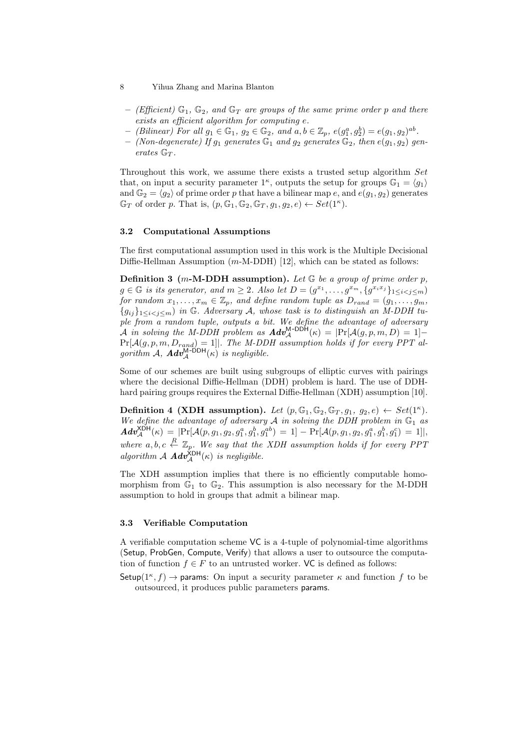- *(Efficient)* $\mathbb{G}_1$, $\mathbb{G}_2$, *and* $\mathbb{G}_T$ *are groups of the same prime order* $p$ *and there exists an efficient algorithm for computing* $e$.
- *(Bilinear) For all* $g_1 \in \mathbb{G}_1$, $g_2 \in \mathbb{G}_2$, *and* $a, b \in \mathbb{Z}_p$, $e(g_1^a, g_2^b) = e(g_1, g_2)^{ab}$.
- *(Non-degenerate) If* $g_1$ *generates* $\mathbb{G}_1$ *and* $g_2$ *generates* $\mathbb{G}_2$, *then* $e(g_1, g_2)$ *generates* $\mathbb{G}_T$.

Throughout this work, we assume there exists a trusted setup algorithm $Set$ that, on input a security parameter $1^\kappa$, outputs the setup for groups $\mathbb{G}_1 = \langle g_1 \rangle$ and $\mathbb{G}_2 = \langle g_2 \rangle$ of prime order $p$ that have a bilinear map $e$, and $e(g_1, g_2)$ generates $\mathbb{G}_T$ of order $p$. That is, $(p, \mathbb{G}_1, \mathbb{G}_2, \mathbb{G}_T, g_1, g_2, e) \leftarrow Set(1^\kappa)$.

### 3.2 Computational Assumptions

The first computational assumption used in this work is the Multiple Decisional Diffie-Hellman Assumption ($m$-M-DDH) [12], which can be stated as follows:

**Definition 3 ($m$-M-DDH assumption).** *Let* $\mathbb{G}$ *be a group of prime order* $p$, $g \in \mathbb{G}$ *is its generator, and* $m \geq 2$. *Also let* $D = (g^{x_1}, \ldots, g^{x_m}, \{g^{x_i x_j}\}_{1 \leq i < j \leq m})$ *for random* $x_1, \ldots, x_m \in \mathbb{Z}_p$, *and define random tuple as* $D_{rand} = (g_1, \ldots, g_m, \{g_{ij}\}_{1 \leq i < j \leq m})$ *in* $\mathbb{G}$. *Adversary* $\mathcal{A}$, *whose task is to distinguish an M-DDH tuple from a random tuple, outputs a bit. We define the advantage of adversary* $\mathcal{A}$ *in solving the M-DDH problem as* $\boldsymbol{Adv}_{\mathcal{A}}^{\mathsf{M\text{-}DDH}}(\kappa) = |\Pr[\mathcal{A}(g, p, m, D) = 1] - \Pr[\mathcal{A}(g, p, m, D_{rand}) = 1]|$. *The M-DDH assumption holds if for every PPT algorithm* $\mathcal{A}$, $\boldsymbol{Adv}_{\mathcal{A}}^{\mathsf{M\text{-}DDH}}(\kappa)$ *is negligible.*

Some of our schemes are built using subgroups of elliptic curves with pairings where the decisional Diffie-Hellman (DDH) problem is hard. The use of DDH-hard pairing groups requires the External Diffie-Hellman (XDH) assumption [10].

**Definition 4 (XDH assumption).** *Let* $(p, \mathbb{G}_1, \mathbb{G}_2, \mathbb{G}_T, g_1, g_2, e) \leftarrow Set(1^\kappa)$. *We define the advantage of adversary* $\mathcal{A}$ *in solving the DDH problem in* $\mathbb{G}_1$ *as* $\boldsymbol{Adv}_{\mathcal{A}}^{\mathsf{XDH}}(\kappa) = |\Pr[\mathcal{A}(p, g_1, g_2, g_1^a, g_1^b, g_1^{ab}) = 1] - \Pr[\mathcal{A}(p, g_1, g_2, g_1^a, g_1^b, g_1^c) = 1]|$, *where* $a, b, c \overset{R}{\leftarrow} \mathbb{Z}_p$. *We say that the XDH assumption holds if for every PPT algorithm* $\mathcal{A}$ $\boldsymbol{Adv}_{\mathcal{A}}^{\mathsf{XDH}}(\kappa)$ *is negligible.*

The XDH assumption implies that there is no efficiently computable homomorphism from $\mathbb{G}_1$ to $\mathbb{G}_2$. This assumption is also necessary for the M-DDH assumption to hold in groups that admit a bilinear map.

### 3.3 Verifiable Computation

A verifiable computation scheme $\mathsf{VC}$ is a 4-tuple of polynomial-time algorithms ($\mathsf{Setup}$, $\mathsf{ProbGen}$, $\mathsf{Compute}$, $\mathsf{Verify}$) that allows a user to outsource the computation of function $f \in F$ to an untrusted worker. $\mathsf{VC}$ is defined as follows:

$\mathsf{Setup}(1^\kappa, f) \rightarrow \mathsf{params}$: On input a security parameter $\kappa$ and function $f$ to be outsourced, it produces public parameters $\mathsf{params}$.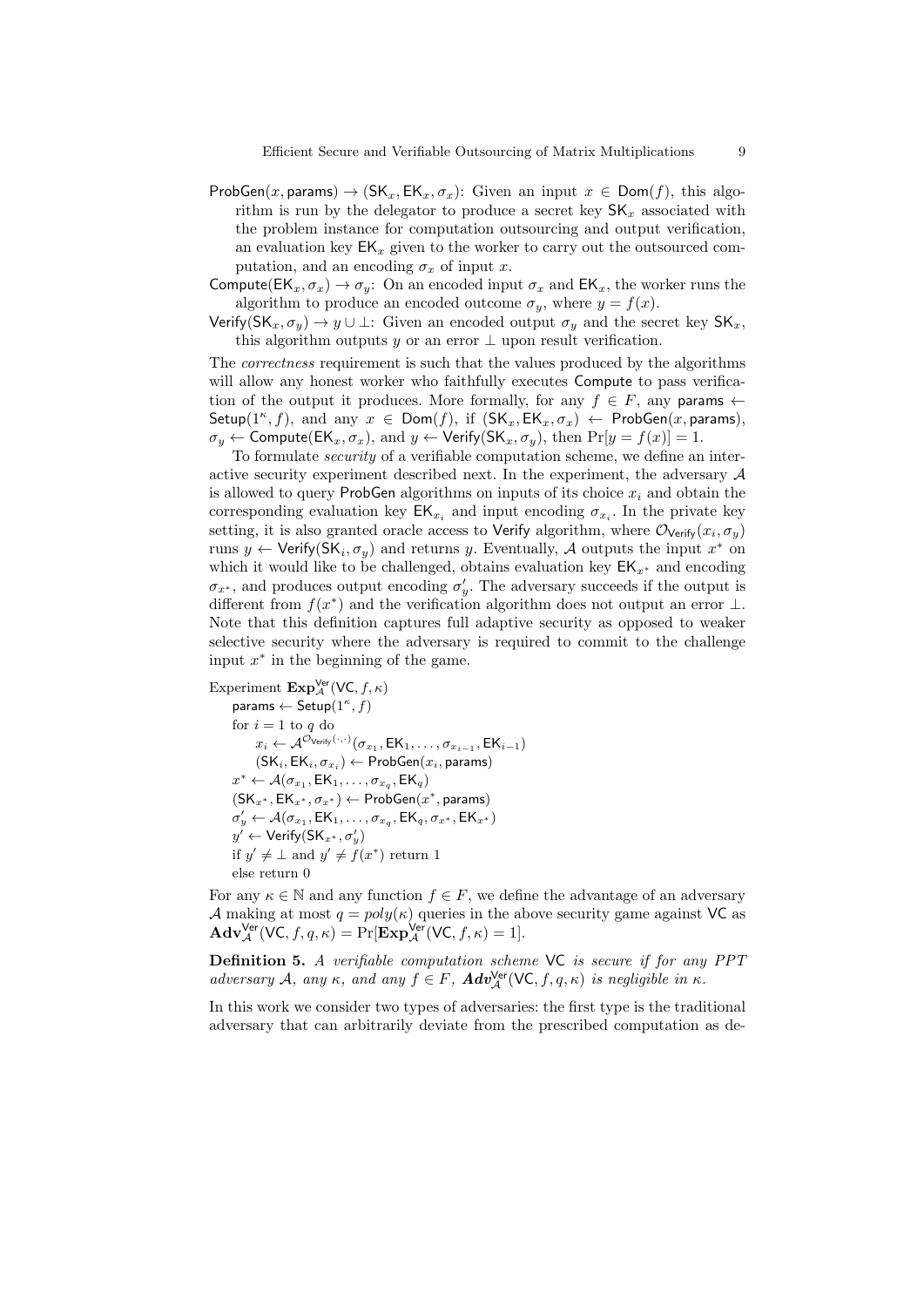$\mathsf{ProbGen}(x, \mathsf{params}) \to (\mathsf{SK}_x, \mathsf{EK}_x, \sigma_x)$: Given an input $x \in \mathsf{Dom}(f)$, this algorithm is run by the delegator to produce a secret key $\mathsf{SK}_x$ associated with the problem instance for computation outsourcing and output verification, an evaluation key $\mathsf{EK}_x$ given to the worker to carry out the outsourced computation, and an encoding $\sigma_x$ of input $x$.

$\mathsf{Compute}(\mathsf{EK}_x, \sigma_x) \to \sigma_y$: On an encoded input $\sigma_x$ and $\mathsf{EK}_x$, the worker runs the algorithm to produce an encoded outcome $\sigma_y$, where $y = f(x)$.

$\mathsf{Verify}(\mathsf{SK}_x, \sigma_y) \to y \cup \bot$: Given an encoded output $\sigma_y$ and the secret key $\mathsf{SK}_x$, this algorithm outputs $y$ or an error $\bot$ upon result verification.

The *correctness* requirement is such that the values produced by the algorithms will allow any honest worker who faithfully executes $\mathsf{Compute}$ to pass verification of the output it produces. More formally, for any $f \in F$, any $\mathsf{params} \leftarrow \mathsf{Setup}(1^\kappa, f)$, and any $x \in \mathsf{Dom}(f)$, if $(\mathsf{SK}_x, \mathsf{EK}_x, \sigma_x) \leftarrow \mathsf{ProbGen}(x, \mathsf{params})$, $\sigma_y \leftarrow \mathsf{Compute}(\mathsf{EK}_x, \sigma_x)$, and $y \leftarrow \mathsf{Verify}(\mathsf{SK}_x, \sigma_y)$, then $\Pr[y = f(x)] = 1$.

To formulate *security* of a verifiable computation scheme, we define an interactive security experiment described next. In the experiment, the adversary $\mathcal{A}$ is allowed to query $\mathsf{ProbGen}$ algorithms on inputs of its choice $x_i$ and obtain the corresponding evaluation key $\mathsf{EK}_{x_i}$ and input encoding $\sigma_{x_i}$. In the private key setting, it is also granted oracle access to $\mathsf{Verify}$ algorithm, where $\mathcal{O}_{\mathsf{Verify}}(x_i, \sigma_y)$ runs $y \leftarrow \mathsf{Verify}(\mathsf{SK}_i, \sigma_y)$ and returns $y$. Eventually, $\mathcal{A}$ outputs the input $x^*$ on which it would like to be challenged, obtains evaluation key $\mathsf{EK}_{x^*}$ and encoding $\sigma_{x^*}$, and produces output encoding $\sigma'_y$. The adversary succeeds if the output is different from $f(x^*)$ and the verification algorithm does not output an error $\bot$. Note that this definition captures full adaptive security as opposed to weaker selective security where the adversary is required to commit to the challenge input $x^*$ in the beginning of the game.

Experiment $\mathbf{Exp}^{\mathsf{Ver}}_{\mathcal{A}}(\mathsf{VC}, f, \kappa)$
  $\mathsf{params} \leftarrow \mathsf{Setup}(1^\kappa, f)$
  for $i = 1$ to $q$ do
    $x_i \leftarrow \mathcal{A}^{\mathcal{O}_{\mathsf{Verify}}(\cdot,\cdot)}(\sigma_{x_1}, \mathsf{EK}_1, \ldots, \sigma_{x_{i-1}}, \mathsf{EK}_{i-1})$
    $(\mathsf{SK}_i, \mathsf{EK}_i, \sigma_{x_i}) \leftarrow \mathsf{ProbGen}(x_i, \mathsf{params})$
  $x^* \leftarrow \mathcal{A}(\sigma_{x_1}, \mathsf{EK}_1, \ldots, \sigma_{x_q}, \mathsf{EK}_q)$
  $(\mathsf{SK}_{x^*}, \mathsf{EK}_{x^*}, \sigma_{x^*}) \leftarrow \mathsf{ProbGen}(x^*, \mathsf{params})$
  $\sigma'_y \leftarrow \mathcal{A}(\sigma_{x_1}, \mathsf{EK}_1, \ldots, \sigma_{x_q}, \mathsf{EK}_q, \sigma_{x^*}, \mathsf{EK}_{x^*})$
  $y' \leftarrow \mathsf{Verify}(\mathsf{SK}_{x^*}, \sigma'_y)$
  if $y' \neq \bot$ and $y' \neq f(x^*)$ return 1
  else return 0

For any $\kappa \in \mathbb{N}$ and any function $f \in F$, we define the advantage of an adversary $\mathcal{A}$ making at most $q = poly(\kappa)$ queries in the above security game against $\mathsf{VC}$ as $\mathbf{Adv}^{\mathsf{Ver}}_{\mathcal{A}}(\mathsf{VC}, f, q, \kappa) = \Pr[\mathbf{Exp}^{\mathsf{Ver}}_{\mathcal{A}}(\mathsf{VC}, f, \kappa) = 1]$.

**Definition 5.** *A verifiable computation scheme* $\mathsf{VC}$ *is secure if for any PPT adversary* $\mathcal{A}$*, any* $\kappa$*, and any* $f \in F$*,* $\mathbf{Adv}^{\mathsf{Ver}}_{\mathcal{A}}(\mathsf{VC}, f, q, \kappa)$ *is negligible in* $\kappa$*.*

In this work we consider two types of adversaries: the first type is the traditional adversary that can arbitrarily deviate from the prescribed computation as de-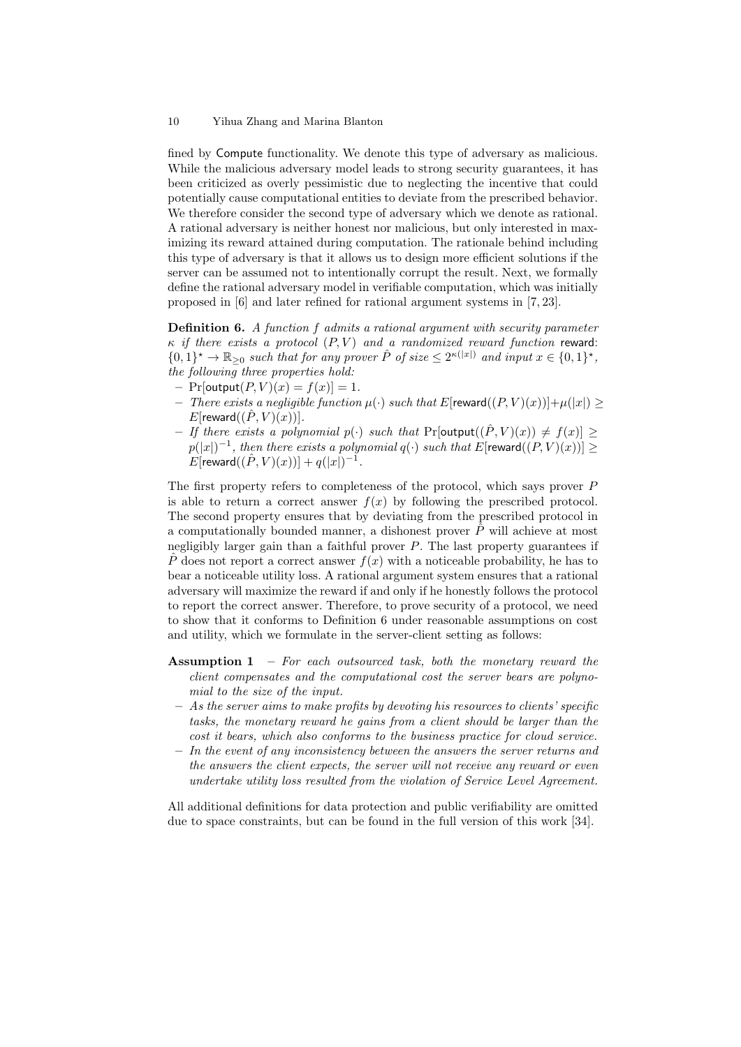fined by Compute functionality. We denote this type of adversary as malicious. While the malicious adversary model leads to strong security guarantees, it has been criticized as overly pessimistic due to neglecting the incentive that could potentially cause computational entities to deviate from the prescribed behavior. We therefore consider the second type of adversary which we denote as rational. A rational adversary is neither honest nor malicious, but only interested in maximizing its reward attained during computation. The rationale behind including this type of adversary is that it allows us to design more efficient solutions if the server can be assumed not to intentionally corrupt the result. Next, we formally define the rational adversary model in verifiable computation, which was initially proposed in [6] and later refined for rational argument systems in [7, 23].

**Definition 6.** *A function $f$ admits a rational argument with security parameter $\kappa$ if there exists a protocol $(P, V)$ and a randomized reward function* reward*: $\{0,1\}^\star \to \mathbb{R}_{\geq 0}$ such that for any prover $\hat{P}$ of size $\leq 2^{\kappa(|x|)}$ and input $x \in \{0,1\}^\star$, the following three properties hold:*

- $\Pr[\mathsf{output}(P, V)(x) = f(x)] = 1$.
- *There exists a negligible function $\mu(\cdot)$ such that $E[\mathsf{reward}((P, V)(x))] + \mu(|x|) \geq E[\mathsf{reward}((\hat{P}, V)(x))]$.*
- *If there exists a polynomial $p(\cdot)$ such that $\Pr[\mathsf{output}((\hat{P}, V)(x)) \neq f(x)] \geq p(|x|)^{-1}$, then there exists a polynomial $q(\cdot)$ such that $E[\mathsf{reward}((P, V)(x))] \geq E[\mathsf{reward}((\hat{P}, V)(x))] + q(|x|)^{-1}$.*

The first property refers to completeness of the protocol, which says prover $P$ is able to return a correct answer $f(x)$ by following the prescribed protocol. The second property ensures that by deviating from the prescribed protocol in a computationally bounded manner, a dishonest prover $\hat{P}$ will achieve at most negligibly larger gain than a faithful prover $P$. The last property guarantees if $\hat{P}$ does not report a correct answer $f(x)$ with a noticeable probability, he has to bear a noticeable utility loss. A rational argument system ensures that a rational adversary will maximize the reward if and only if he honestly follows the protocol to report the correct answer. Therefore, to prove security of a protocol, we need to show that it conforms to Definition 6 under reasonable assumptions on cost and utility, which we formulate in the server-client setting as follows:

**Assumption 1**

- *For each outsourced task, both the monetary reward the client compensates and the computational cost the server bears are polynomial to the size of the input.*
- *As the server aims to make profits by devoting his resources to clients' specific tasks, the monetary reward he gains from a client should be larger than the cost it bears, which also conforms to the business practice for cloud service.*
- *In the event of any inconsistency between the answers the server returns and the answers the client expects, the server will not receive any reward or even undertake utility loss resulted from the violation of Service Level Agreement.*

All additional definitions for data protection and public verifiability are omitted due to space constraints, but can be found in the full version of this work [34].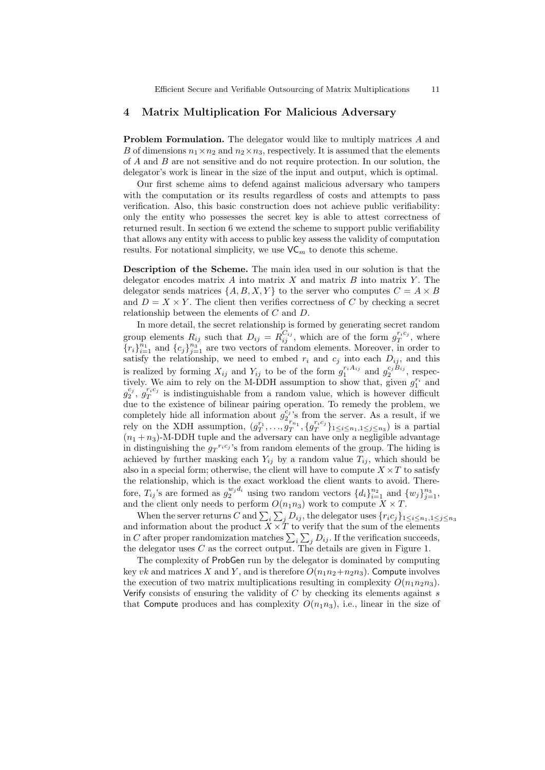## 4 Matrix Multiplication For Malicious Adversary

**Problem Formulation.** The delegator would like to multiply matrices $A$ and $B$ of dimensions $n_1 \times n_2$ and $n_2 \times n_3$, respectively. It is assumed that the elements of $A$ and $B$ are not sensitive and do not require protection. In our solution, the delegator's work is linear in the size of the input and output, which is optimal.

Our first scheme aims to defend against malicious adversary who tampers with the computation or its results regardless of costs and attempts to pass verification. Also, this basic construction does not achieve public verifiability: only the entity who possesses the secret key is able to attest correctness of returned result. In section 6 we extend the scheme to support public verifiability that allows any entity with access to public key assess the validity of computation results. For notational simplicity, we use $\mathsf{VC}_m$ to denote this scheme.

**Description of the Scheme.** The main idea used in our solution is that the delegator encodes matrix $A$ into matrix $X$ and matrix $B$ into matrix $Y$. The delegator sends matrices $\{A, B, X, Y\}$ to the server who computes $C = A \times B$ and $D = X \times Y$. The client then verifies correctness of $C$ by checking a secret relationship between the elements of $C$ and $D$.

In more detail, the secret relationship is formed by generating secret random group elements $R_{ij}$ such that $D_{ij} = R_{ij}^{C_{ij}}$, which are of the form $g_T^{r_i c_j}$, where $\{r_i\}_{i=1}^{n_1}$ and $\{c_j\}_{j=1}^{n_3}$ are two vectors of random elements. Moreover, in order to satisfy the relationship, we need to embed $r_i$ and $c_j$ into each $D_{ij}$, and this is realized by forming $X_{ij}$ and $Y_{ij}$ to be of the form $g_1^{r_i A_{ij}}$ and $g_2^{c_j B_{ij}}$, respectively. We aim to rely on the M-DDH assumption to show that, given $g_1^{r_i}$ and $g_2^{c_j}$, $g_T^{r_i c_j}$ is indistinguishable from a random value, which is however difficult due to the existence of bilinear pairing operation. To remedy the problem, we completely hide all information about $g_2^{c_j}$'s from the server. As a result, if we rely on the XDH assumption, $(g_T^{r_1}, \ldots, g_T^{r_{n_1}}, \{g_T^{r_i c_j}\}_{1 \le i \le n_1, 1 \le j \le n_3})$ is a partial $(n_1+n_3)$-M-DDH tuple and the adversary can have only a negligible advantage in distinguishing the ${g_T}^{r_i c_j}$'s from random elements of the group. The hiding is achieved by further masking each $Y_{ij}$ by a random value $T_{ij}$, which should be also in a special form; otherwise, the client will have to compute $X \times T$ to satisfy the relationship, which is the exact workload the client wants to avoid. Therefore, $T_{ij}$'s are formed as $g_2^{w_j d_i}$ using two random vectors $\{d_i\}_{i=1}^{n_2}$ and $\{w_j\}_{j=1}^{n_3}$, and the client only needs to perform $O(n_1 n_3)$ work to compute $X \times T$.

When the server returns $C$ and $\sum_i \sum_j D_{ij}$, the delegator uses $\{r_i c_j\}_{1 \le i \le n_1, 1 \le j \le n_3}$ and information about the product $X \times T$ to verify that the sum of the elements in $C$ after proper randomization matches $\sum_i \sum_j D_{ij}$. If the verification succeeds, the delegator uses $C$ as the correct output. The details are given in Figure 1.

The complexity of $\mathsf{ProbGen}$ run by the delegator is dominated by computing key $vk$ and matrices $X$ and $Y$, and is therefore $O(n_1 n_2 + n_2 n_3)$. $\mathsf{Compute}$ involves the execution of two matrix multiplications resulting in complexity $O(n_1 n_2 n_3)$. $\mathsf{Verify}$ consists of ensuring the validity of $C$ by checking its elements against $s$ that $\mathsf{Compute}$ produces and has complexity $O(n_1 n_3)$, i.e., linear in the size of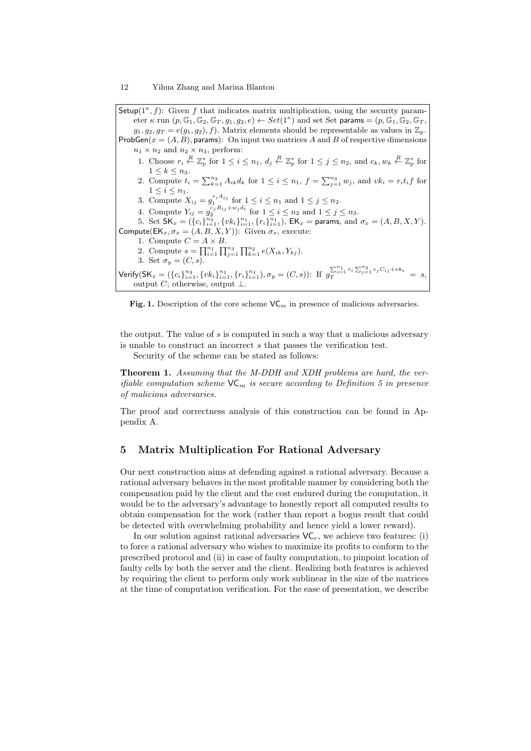$\mathsf{Setup}(1^\kappa, f)$: Given $f$ that indicates matrix multiplication, using the security parameter $\kappa$ run $(p, \mathbb{G}_1, \mathbb{G}_2, \mathbb{G}_T, g_1, g_2, e) \leftarrow Set(1^\kappa)$ and set Set $\mathsf{params} = (p, \mathbb{G}_1, \mathbb{G}_2, \mathbb{G}_T, g_1, g_2, g_T = e(g_1, g_2), f)$. Matrix elements should be representable as values in $\mathbb{Z}_p$.

$\mathsf{ProbGen}(x = (A, B), \mathsf{params})$: On input two matrices $A$ and $B$ of respective dimensions $n_1 \times n_2$ and $n_2 \times n_3$, perform:

1. Choose $r_i \stackrel{R}{\leftarrow} \mathbb{Z}_p^*$ for $1 \le i \le n_1$, $d_j \stackrel{R}{\leftarrow} \mathbb{Z}_p^*$ for $1 \le j \le n_2$, and $c_k, w_k \stackrel{R}{\leftarrow} \mathbb{Z}_p^*$ for $1 \le k \le n_3$.
2. Compute $t_i = \sum_{k=1}^{n_2} A_{ik} d_k$ for $1 \le i \le n_1$, $f = \sum_{j=1}^{n_3} w_j$, and $vk_i = r_i t_i f$ for $1 \le i \le n_1$.
3. Compute $X_{ij} = g_1^{r_i A_{ij}}$ for $1 \le i \le n_1$ and $1 \le j \le n_2$.
4. Compute $Y_{ij} = g_2^{c_j B_{ij} + w_j d_i}$ for $1 \le i \le n_2$ and $1 \le j \le n_3$.
5. Set $\mathsf{SK}_x = (\{c_i\}_{i=1}^{n_3}, \{vk_i\}_{i=1}^{n_1}, \{r_i\}_{i=1}^{n_1})$, $\mathsf{EK}_x = \mathsf{params}$, and $\sigma_x = (A, B, X, Y)$.

$\mathsf{Compute}(\mathsf{EK}_x, \sigma_x = (A, B, X, Y))$: Given $\sigma_x$, execute:

1. Compute $C = A \times B$.
2. Compute $s = \prod_{i=1}^{n_1} \prod_{j=1}^{n_3} \prod_{k=1}^{n_2} e(X_{ik}, Y_{kj})$.
3. Set $\sigma_y = (C, s)$.

$\mathsf{Verify}(\mathsf{SK}_x = (\{c_i\}_{i=1}^{n_3}, \{vk_i\}_{i=1}^{n_1}, \{r_i\}_{i=1}^{n_1}), \sigma_y = (C, s))$: If $g_T^{\sum_{i=1}^{n_1} r_i \sum_{j=1}^{n_3} c_j C_{ij} + vk_i} = s$, output $C$; otherwise, output $\perp$.

**Fig. 1.** Description of the core scheme $\mathsf{VC}_m$ in presence of malicious adversaries.

the output. The value of $s$ is computed in such a way that a malicious adversary is unable to construct an incorrect $s$ that passes the verification test.

Security of the scheme can be stated as follows:

**Theorem 1.** *Assuming that the M-DDH and XDH problems are hard, the verifiable computation scheme $\mathsf{VC}_m$ is secure according to Definition 5 in presence of malicious adversaries.*

The proof and correctness analysis of this construction can be found in Appendix A.

## 5 Matrix Multiplication For Rational Adversary

Our next construction aims at defending against a rational adversary. Because a rational adversary behaves in the most profitable manner by considering both the compensation paid by the client and the cost endured during the computation, it would be to the adversary's advantage to honestly report all computed results to obtain compensation for the work (rather than report a bogus result that could be detected with overwhelming probability and hence yield a lower reward).

In our solution against rational adversaries $\mathsf{VC}_r$, we achieve two features: (i) to force a rational adversary who wishes to maximize its profits to conform to the prescribed protocol and (ii) in case of faulty computation, to pinpoint location of faulty cells by both the server and the client. Realizing both features is achieved by requiring the client to perform only work sublinear in the size of the matrices at the time of computation verification. For the ease of presentation, we describe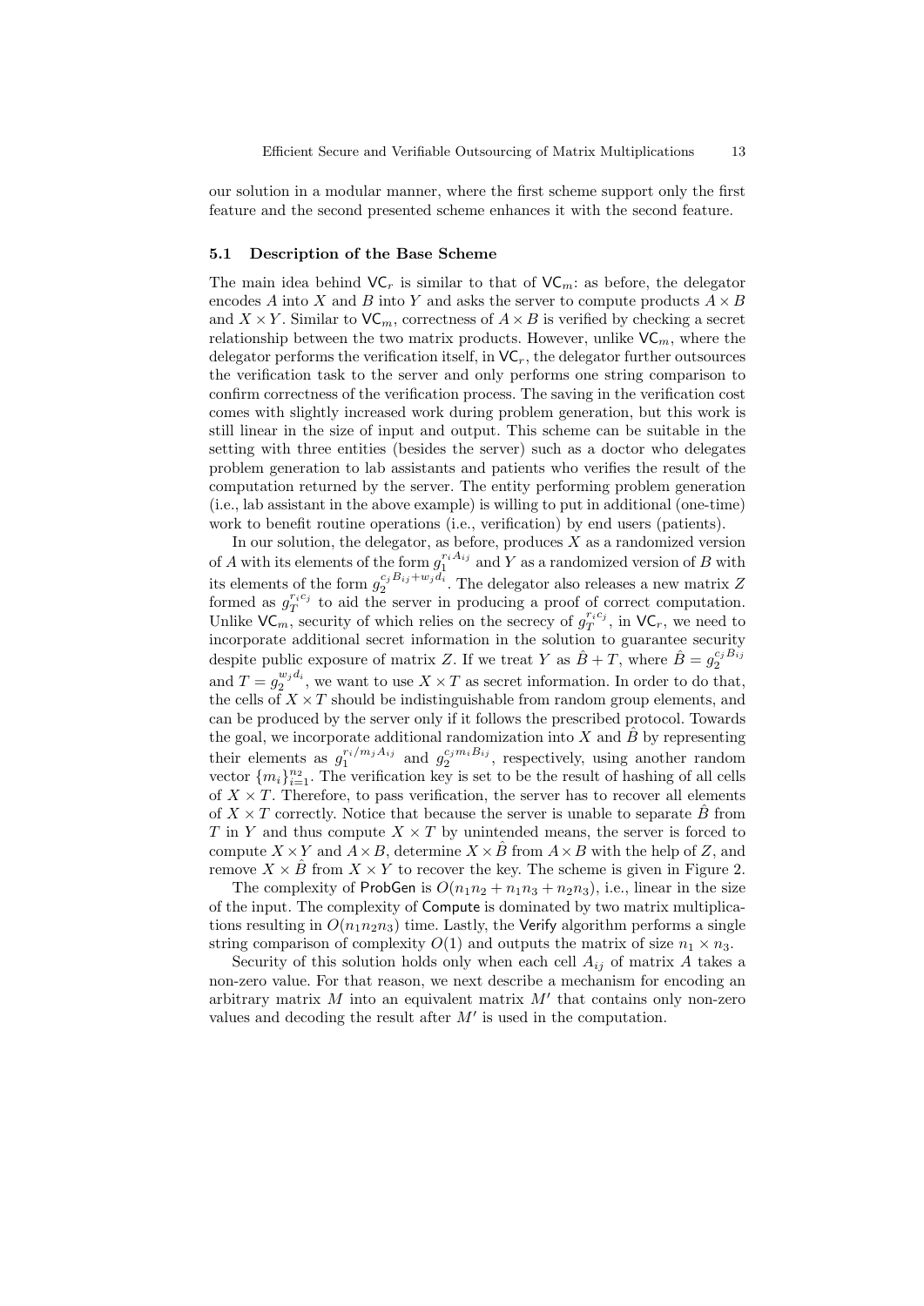our solution in a modular manner, where the first scheme support only the first feature and the second presented scheme enhances it with the second feature.

### 5.1 Description of the Base Scheme

The main idea behind $\mathsf{VC}_r$ is similar to that of $\mathsf{VC}_m$: as before, the delegator encodes $A$ into $X$ and $B$ into $Y$ and asks the server to compute products $A \times B$ and $X \times Y$. Similar to $\mathsf{VC}_m$, correctness of $A \times B$ is verified by checking a secret relationship between the two matrix products. However, unlike $\mathsf{VC}_m$, where the delegator performs the verification itself, in $\mathsf{VC}_r$, the delegator further outsources the verification task to the server and only performs one string comparison to confirm correctness of the verification process. The saving in the verification cost comes with slightly increased work during problem generation, but this work is still linear in the size of input and output. This scheme can be suitable in the setting with three entities (besides the server) such as a doctor who delegates problem generation to lab assistants and patients who verifies the result of the computation returned by the server. The entity performing problem generation (i.e., lab assistant in the above example) is willing to put in additional (one-time) work to benefit routine operations (i.e., verification) by end users (patients).

In our solution, the delegator, as before, produces $X$ as a randomized version of $A$ with its elements of the form $g_1^{r_i A_{ij}}$ and $Y$ as a randomized version of $B$ with its elements of the form $g_2^{c_j B_{ij} + w_j d_i}$. The delegator also releases a new matrix $Z$ formed as $g_T^{r_i c_j}$ to aid the server in producing a proof of correct computation. Unlike $\mathsf{VC}_m$, security of which relies on the secrecy of $g_T^{r_i c_j}$, in $\mathsf{VC}_r$, we need to incorporate additional secret information in the solution to guarantee security despite public exposure of matrix $Z$. If we treat $Y$ as $\hat{B} + T$, where $\hat{B} = g_2^{c_j B_{ij}}$ and $T = g_2^{w_j d_i}$, we want to use $X \times T$ as secret information. In order to do that, the cells of $X \times T$ should be indistinguishable from random group elements, and can be produced by the server only if it follows the prescribed protocol. Towards the goal, we incorporate additional randomization into $X$ and $\hat{B}$ by representing their elements as $g_1^{r_i / m_j A_{ij}}$ and $g_2^{c_j m_i B_{ij}}$, respectively, using another random vector $\{m_i\}_{i=1}^{n_2}$. The verification key is set to be the result of hashing of all cells of $X \times T$. Therefore, to pass verification, the server has to recover all elements of $X \times T$ correctly. Notice that because the server is unable to separate $\hat{B}$ from $T$ in $Y$ and thus compute $X \times T$ by unintended means, the server is forced to compute $X \times Y$ and $A \times B$, determine $X \times \hat{B}$ from $A \times B$ with the help of $Z$, and remove $X \times \hat{B}$ from $X \times Y$ to recover the key. The scheme is given in Figure 2.

The complexity of $\mathsf{ProbGen}$ is $O(n_1 n_2 + n_1 n_3 + n_2 n_3)$, i.e., linear in the size of the input. The complexity of $\mathsf{Compute}$ is dominated by two matrix multiplications resulting in $O(n_1 n_2 n_3)$ time. Lastly, the $\mathsf{Verify}$ algorithm performs a single string comparison of complexity $O(1)$ and outputs the matrix of size $n_1 \times n_3$.

Security of this solution holds only when each cell $A_{ij}$ of matrix $A$ takes a non-zero value. For that reason, we next describe a mechanism for encoding an arbitrary matrix $M$ into an equivalent matrix $M'$ that contains only non-zero values and decoding the result after $M'$ is used in the computation.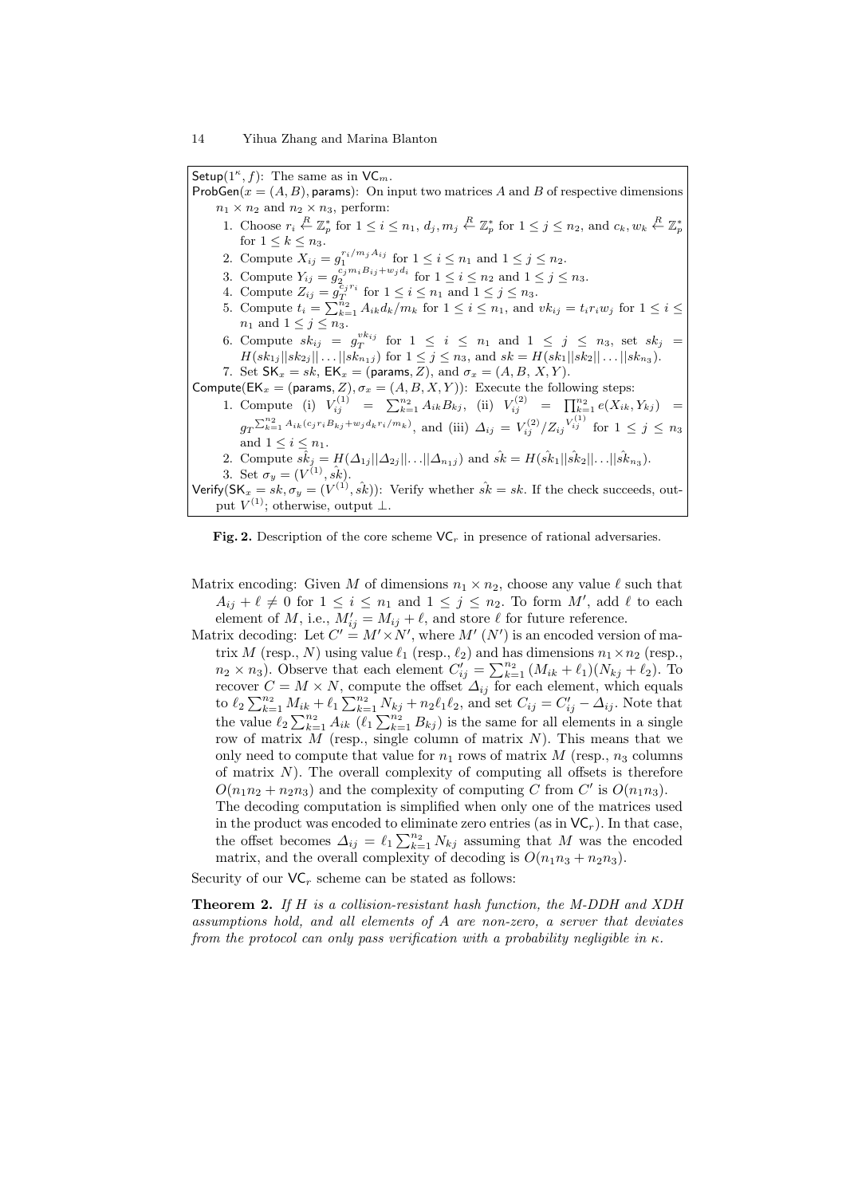Setup$(1^\kappa, f)$: The same as in $\mathsf{VC}_m$.

ProbGen$(x = (A, B), \mathsf{params})$: On input two matrices $A$ and $B$ of respective dimensions $n_1 \times n_2$ and $n_2 \times n_3$, perform:

1. Choose $r_i \xleftarrow{R} \mathbb{Z}_p^*$ for $1 \le i \le n_1$, $d_j, m_j \xleftarrow{R} \mathbb{Z}_p^*$ for $1 \le j \le n_2$, and $c_k, w_k \xleftarrow{R} \mathbb{Z}_p^*$ for $1 \le k \le n_3$.
2. Compute $X_{ij} = g_1^{r_i/m_j A_{ij}}$ for $1 \le i \le n_1$ and $1 \le j \le n_2$.
3. Compute $Y_{ij} = g_2^{c_j m_i B_{ij} + w_j d_i}$ for $1 \le i \le n_2$ and $1 \le j \le n_3$.
4. Compute $Z_{ij} = g_T^{c_j r_i}$ for $1 \le i \le n_1$ and $1 \le j \le n_3$.
5. Compute $t_i = \sum_{k=1}^{n_2} A_{ik} d_k / m_k$ for $1 \le i \le n_1$, and $vk_{ij} = t_i r_i w_j$ for $1 \le i \le n_1$ and $1 \le j \le n_3$.
6. Compute $sk_{ij} = g_T^{vk_{ij}}$ for $1 \le i \le n_1$ and $1 \le j \le n_3$, set $sk_j = H(sk_{1j} || sk_{2j} || \ldots || sk_{n_1 j})$ for $1 \le j \le n_3$, and $sk = H(sk_1 || sk_2 || \ldots || sk_{n_3})$.
7. Set $\mathsf{SK}_x = sk$, $\mathsf{EK}_x = (\mathsf{params}, Z)$, and $\sigma_x = (A, B, X, Y)$.

Compute$(\mathsf{EK}_x = (\mathsf{params}, Z), \sigma_x = (A, B, X, Y))$: Execute the following steps:

1. Compute (i) $V_{ij}^{(1)} = \sum_{k=1}^{n_2} A_{ik} B_{kj}$, (ii) $V_{ij}^{(2)} = \prod_{k=1}^{n_2} e(X_{ik}, Y_{kj}) = g_T{}^{\sum_{k=1}^{n_2} A_{ik}(c_j r_i B_{kj} + w_j d_k r_i / m_k)}$, and (iii) $\Delta_{ij} = V_{ij}^{(2)} / Z_{ij}{}^{V_{ij}^{(1)}}$ for $1 \le j \le n_3$ and $1 \le i \le n_1$.
2. Compute $\hat{sk}_j = H(\Delta_{1j} || \Delta_{2j} || \ldots || \Delta_{n_1 j})$ and $\hat{sk} = H(\hat{sk}_1 || \hat{sk}_2 || \ldots || \hat{sk}_{n_3})$.
3. Set $\sigma_y = (V^{(1)}, \hat{sk})$.

Verify$(\mathsf{SK}_x = sk, \sigma_y = (V^{(1)}, \hat{sk}))$: Verify whether $\hat{sk} = sk$. If the check succeeds, output $V^{(1)}$; otherwise, output $\perp$.

**Fig. 2.** Description of the core scheme $\mathsf{VC}_r$ in presence of rational adversaries.

Matrix encoding: Given $M$ of dimensions $n_1 \times n_2$, choose any value $\ell$ such that $A_{ij} + \ell \neq 0$ for $1 \le i \le n_1$ and $1 \le j \le n_2$. To form $M'$, add $\ell$ to each element of $M$, i.e., $M'_{ij} = M_{ij} + \ell$, and store $\ell$ for future reference.

Matrix decoding: Let $C' = M' \times N'$, where $M'$ ($N'$) is an encoded version of matrix $M$ (resp., $N$) using value $\ell_1$ (resp., $\ell_2$) and has dimensions $n_1 \times n_2$ (resp., $n_2 \times n_3$). Observe that each element $C'_{ij} = \sum_{k=1}^{n_2} (M_{ik} + \ell_1)(N_{kj} + \ell_2)$. To recover $C = M \times N$, compute the offset $\Delta_{ij}$ for each element, which equals to $\ell_2 \sum_{k=1}^{n_2} M_{ik} + \ell_1 \sum_{k=1}^{n_2} N_{kj} + n_2 \ell_1 \ell_2$, and set $C_{ij} = C'_{ij} - \Delta_{ij}$. Note that the value $\ell_2 \sum_{k=1}^{n_2} A_{ik}$ ($\ell_1 \sum_{k=1}^{n_2} B_{kj}$) is the same for all elements in a single row of matrix $M$ (resp., single column of matrix $N$). This means that we only need to compute that value for $n_1$ rows of matrix $M$ (resp., $n_3$ columns of matrix $N$). The overall complexity of computing all offsets is therefore $O(n_1 n_2 + n_2 n_3)$ and the complexity of computing $C$ from $C'$ is $O(n_1 n_3)$.
The decoding computation is simplified when only one of the matrices used in the product was encoded to eliminate zero entries (as in $\mathsf{VC}_r$). In that case, the offset becomes $\Delta_{ij} = \ell_1 \sum_{k=1}^{n_2} N_{kj}$ assuming that $M$ was the encoded matrix, and the overall complexity of decoding is $O(n_1 n_3 + n_2 n_3)$.

Security of our $\mathsf{VC}_r$ scheme can be stated as follows:

**Theorem 2.** *If $H$ is a collision-resistant hash function, the M-DDH and XDH assumptions hold, and all elements of $A$ are non-zero, a server that deviates from the protocol can only pass verification with a probability negligible in $\kappa$.*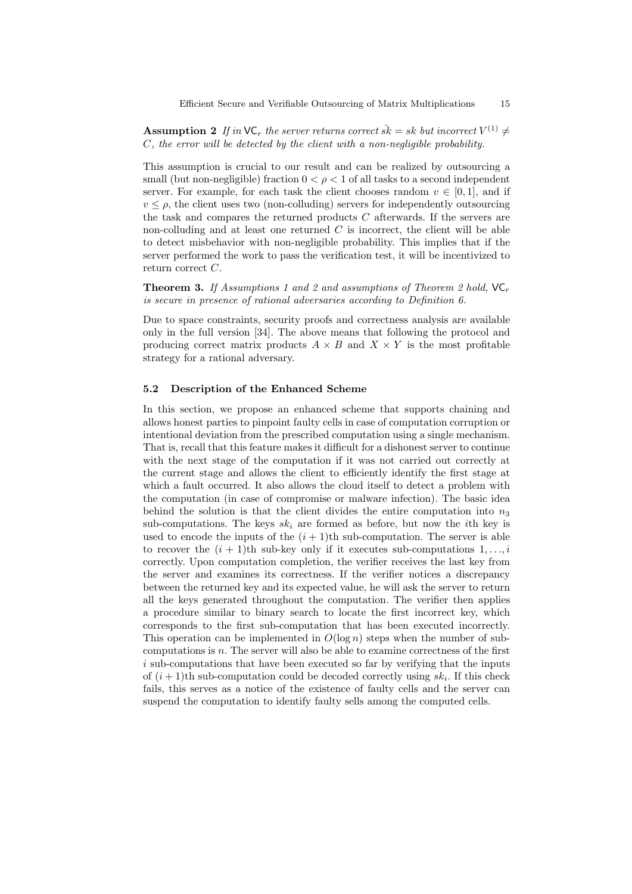**Assumption 2** *If in $\mathsf{VC}_r$ the server returns correct $\hat{sk} = sk$ but incorrect $V^{(1)} \neq C$, the error will be detected by the client with a non-negligible probability.*

This assumption is crucial to our result and can be realized by outsourcing a small (but non-negligible) fraction $0 < \rho < 1$ of all tasks to a second independent server. For example, for each task the client chooses random $v \in [0, 1]$, and if $v \leq \rho$, the client uses two (non-colluding) servers for independently outsourcing the task and compares the returned products $C$ afterwards. If the servers are non-colluding and at least one returned $C$ is incorrect, the client will be able to detect misbehavior with non-negligible probability. This implies that if the server performed the work to pass the verification test, it will be incentivized to return correct $C$.

**Theorem 3.** *If Assumptions 1 and 2 and assumptions of Theorem 2 hold, $\mathsf{VC}_r$ is secure in presence of rational adversaries according to Definition 6.*

Due to space constraints, security proofs and correctness analysis are available only in the full version [34]. The above means that following the protocol and producing correct matrix products $A \times B$ and $X \times Y$ is the most profitable strategy for a rational adversary.

### 5.2 Description of the Enhanced Scheme

In this section, we propose an enhanced scheme that supports chaining and allows honest parties to pinpoint faulty cells in case of computation corruption or intentional deviation from the prescribed computation using a single mechanism. That is, recall that this feature makes it difficult for a dishonest server to continue with the next stage of the computation if it was not carried out correctly at the current stage and allows the client to efficiently identify the first stage at which a fault occurred. It also allows the cloud itself to detect a problem with the computation (in case of compromise or malware infection). The basic idea behind the solution is that the client divides the entire computation into $n_3$ sub-computations. The keys $sk_i$ are formed as before, but now the $i$th key is used to encode the inputs of the $(i+1)$th sub-computation. The server is able to recover the $(i+1)$th sub-key only if it executes sub-computations $1, \ldots, i$ correctly. Upon computation completion, the verifier receives the last key from the server and examines its correctness. If the verifier notices a discrepancy between the returned key and its expected value, he will ask the server to return all the keys generated throughout the computation. The verifier then applies a procedure similar to binary search to locate the first incorrect key, which corresponds to the first sub-computation that has been executed incorrectly. This operation can be implemented in $O(\log n)$ steps when the number of sub-computations is $n$. The server will also be able to examine correctness of the first $i$ sub-computations that have been executed so far by verifying that the inputs of $(i+1)$th sub-computation could be decoded correctly using $sk_i$. If this check fails, this serves as a notice of the existence of faulty cells and the server can suspend the computation to identify faulty sells among the computed cells.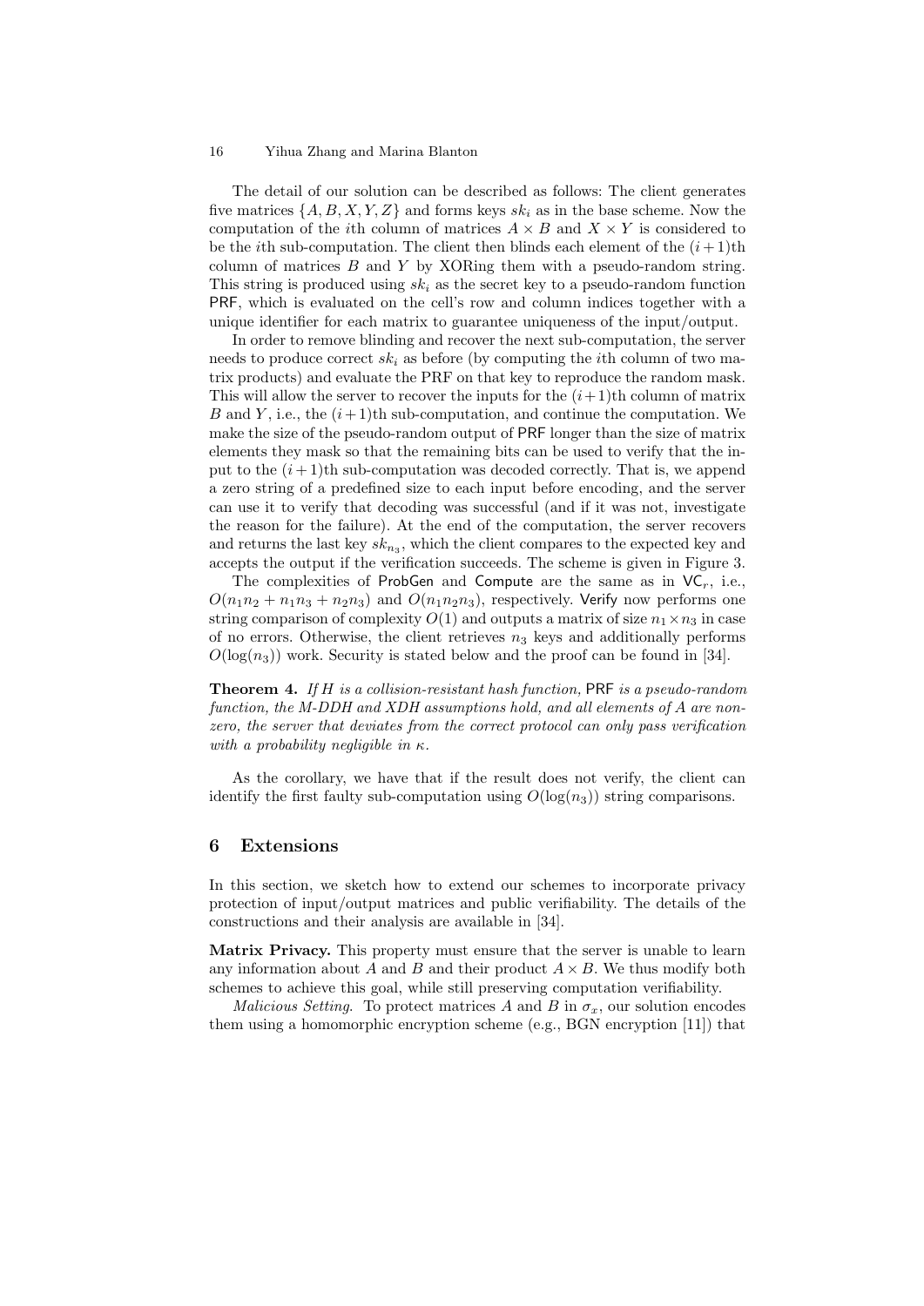The detail of our solution can be described as follows: The client generates five matrices $\{A, B, X, Y, Z\}$ and forms keys $sk_i$ as in the base scheme. Now the computation of the $i$th column of matrices $A \times B$ and $X \times Y$ is considered to be the $i$th sub-computation. The client then blinds each element of the $(i+1)$th column of matrices $B$ and $Y$ by XORing them with a pseudo-random string. This string is produced using $sk_i$ as the secret key to a pseudo-random function PRF, which is evaluated on the cell's row and column indices together with a unique identifier for each matrix to guarantee uniqueness of the input/output.

In order to remove blinding and recover the next sub-computation, the server needs to produce correct $sk_i$ as before (by computing the $i$th column of two matrix products) and evaluate the PRF on that key to reproduce the random mask. This will allow the server to recover the inputs for the $(i+1)$th column of matrix $B$ and $Y$, i.e., the $(i+1)$th sub-computation, and continue the computation. We make the size of the pseudo-random output of PRF longer than the size of matrix elements they mask so that the remaining bits can be used to verify that the input to the $(i+1)$th sub-computation was decoded correctly. That is, we append a zero string of a predefined size to each input before encoding, and the server can use it to verify that decoding was successful (and if it was not, investigate the reason for the failure). At the end of the computation, the server recovers and returns the last key $sk_{n_3}$, which the client compares to the expected key and accepts the output if the verification succeeds. The scheme is given in Figure 3.

The complexities of ProbGen and Compute are the same as in $\mathsf{VC}_r$, i.e., $O(n_1n_2 + n_1n_3 + n_2n_3)$ and $O(n_1n_2n_3)$, respectively. Verify now performs one string comparison of complexity $O(1)$ and outputs a matrix of size $n_1 \times n_3$ in case of no errors. Otherwise, the client retrieves $n_3$ keys and additionally performs $O(\log(n_3))$ work. Security is stated below and the proof can be found in [34].

**Theorem 4.** *If $H$ is a collision-resistant hash function,* PRF *is a pseudo-random function, the M-DDH and XDH assumptions hold, and all elements of $A$ are non-zero, the server that deviates from the correct protocol can only pass verification with a probability negligible in $\kappa$.*

As the corollary, we have that if the result does not verify, the client can identify the first faulty sub-computation using $O(\log(n_3))$ string comparisons.

## 6 Extensions

In this section, we sketch how to extend our schemes to incorporate privacy protection of input/output matrices and public verifiability. The details of the constructions and their analysis are available in [34].

**Matrix Privacy.** This property must ensure that the server is unable to learn any information about $A$ and $B$ and their product $A \times B$. We thus modify both schemes to achieve this goal, while still preserving computation verifiability.

*Malicious Setting.* To protect matrices $A$ and $B$ in $\sigma_x$, our solution encodes them using a homomorphic encryption scheme (e.g., BGN encryption [11]) that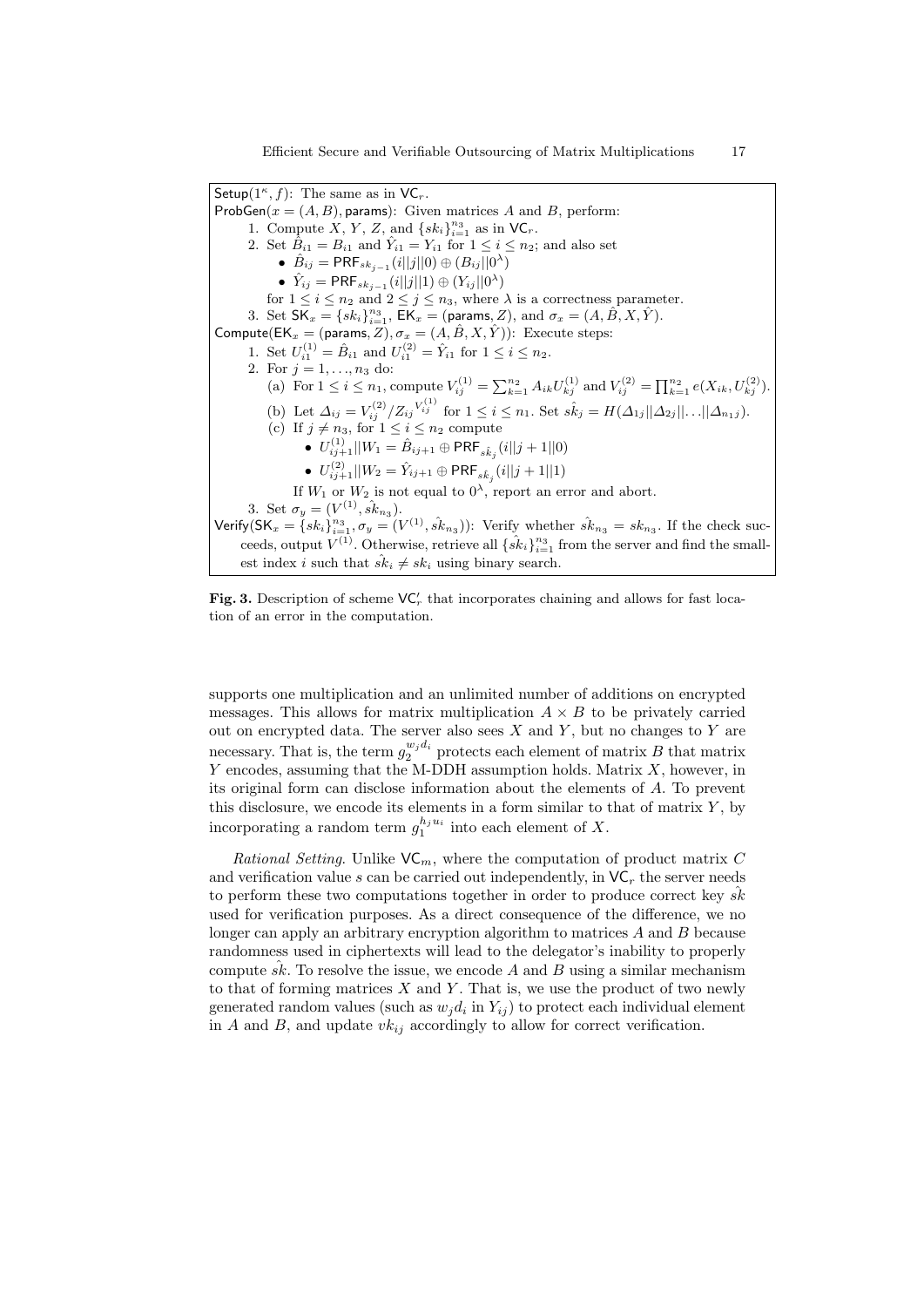$\mathsf{Setup}(1^\kappa, f)$: The same as in $\mathsf{VC}_r$.

$\mathsf{ProbGen}(x = (A, B), \mathsf{params})$: Given matrices $A$ and $B$, perform:

1. Compute $X$, $Y$, $Z$, and $\{sk_i\}_{i=1}^{n_3}$ as in $\mathsf{VC}_r$.
2. Set $\hat{B}_{i1} = B_{i1}$ and $\hat{Y}_{i1} = Y_{i1}$ for $1 \le i \le n_2$; and also set
   - $\hat{B}_{ij} = \mathsf{PRF}_{sk_{j-1}}(i||j||0) \oplus (B_{ij}||0^\lambda)$
   - $\hat{Y}_{ij} = \mathsf{PRF}_{sk_{j-1}}(i||j||1) \oplus (Y_{ij}||0^\lambda)$

   for $1 \le i \le n_2$ and $2 \le j \le n_3$, where $\lambda$ is a correctness parameter.
3. Set $\mathsf{SK}_x = \{sk_i\}_{i=1}^{n_3}$, $\mathsf{EK}_x = (\mathsf{params}, Z)$, and $\sigma_x = (A, \hat{B}, X, \hat{Y})$.

$\mathsf{Compute}(\mathsf{EK}_x = (\mathsf{params}, Z), \sigma_x = (A, \hat{B}, X, \hat{Y}))$: Execute steps:

1. Set $U_{i1}^{(1)} = \hat{B}_{i1}$ and $U_{i1}^{(2)} = \hat{Y}_{i1}$ for $1 \le i \le n_2$.
2. For $j = 1, \ldots, n_3$ do:
   (a) For $1 \le i \le n_1$, compute $V_{ij}^{(1)} = \sum_{k=1}^{n_2} A_{ik} U_{kj}^{(1)}$ and $V_{ij}^{(2)} = \prod_{k=1}^{n_2} e(X_{ik}, U_{kj}^{(2)})$.
   (b) Let $\Delta_{ij} = V_{ij}^{(2)} / Z_{ij}^{V_{ij}^{(1)}}$ for $1 \le i \le n_1$. Set $\hat{sk}_j = H(\Delta_{1j}||\Delta_{2j}||\ldots||\Delta_{n_1 j})$.
   (c) If $j \ne n_3$, for $1 \le i \le n_2$ compute
   - $U_{ij+1}^{(1)}||W_1 = \hat{B}_{ij+1} \oplus \mathsf{PRF}_{\hat{sk}_j}(i||j+1||0)$
   - $U_{ij+1}^{(2)}||W_2 = \hat{Y}_{ij+1} \oplus \mathsf{PRF}_{\hat{sk}_j}(i||j+1||1)$

   If $W_1$ or $W_2$ is not equal to $0^\lambda$, report an error and abort.
3. Set $\sigma_y = (V^{(1)}, \hat{sk}_{n_3})$.

$\mathsf{Verify}(\mathsf{SK}_x = \{sk_i\}_{i=1}^{n_3}, \sigma_y = (V^{(1)}, \hat{sk}_{n_3}))$: Verify whether $\hat{sk}_{n_3} = sk_{n_3}$. If the check succeeds, output $V^{(1)}$. Otherwise, retrieve all $\{\hat{sk}_i\}_{i=1}^{n_3}$ from the server and find the smallest index $i$ such that $\hat{sk}_i \ne sk_i$ using binary search.

**Fig. 3.** Description of scheme $\mathsf{VC}_r'$ that incorporates chaining and allows for fast location of an error in the computation.

supports one multiplication and an unlimited number of additions on encrypted messages. This allows for matrix multiplication $A \times B$ to be privately carried out on encrypted data. The server also sees $X$ and $Y$, but no changes to $Y$ are necessary. That is, the term $g_2^{w_j d_i}$ protects each element of matrix $B$ that matrix $Y$ encodes, assuming that the M-DDH assumption holds. Matrix $X$, however, in its original form can disclose information about the elements of $A$. To prevent this disclosure, we encode its elements in a form similar to that of matrix $Y$, by incorporating a random term $g_1^{h_j u_i}$ into each element of $X$.

*Rational Setting*. Unlike $\mathsf{VC}_m$, where the computation of product matrix $C$ and verification value $s$ can be carried out independently, in $\mathsf{VC}_r$ the server needs to perform these two computations together in order to produce correct key $\hat{sk}$ used for verification purposes. As a direct consequence of the difference, we no longer can apply an arbitrary encryption algorithm to matrices $A$ and $B$ because randomness used in ciphertexts will lead to the delegator's inability to properly compute $\hat{sk}$. To resolve the issue, we encode $A$ and $B$ using a similar mechanism to that of forming matrices $X$ and $Y$. That is, we use the product of two newly generated random values (such as $w_j d_i$ in $Y_{ij}$) to protect each individual element in $A$ and $B$, and update $vk_{ij}$ accordingly to allow for correct verification.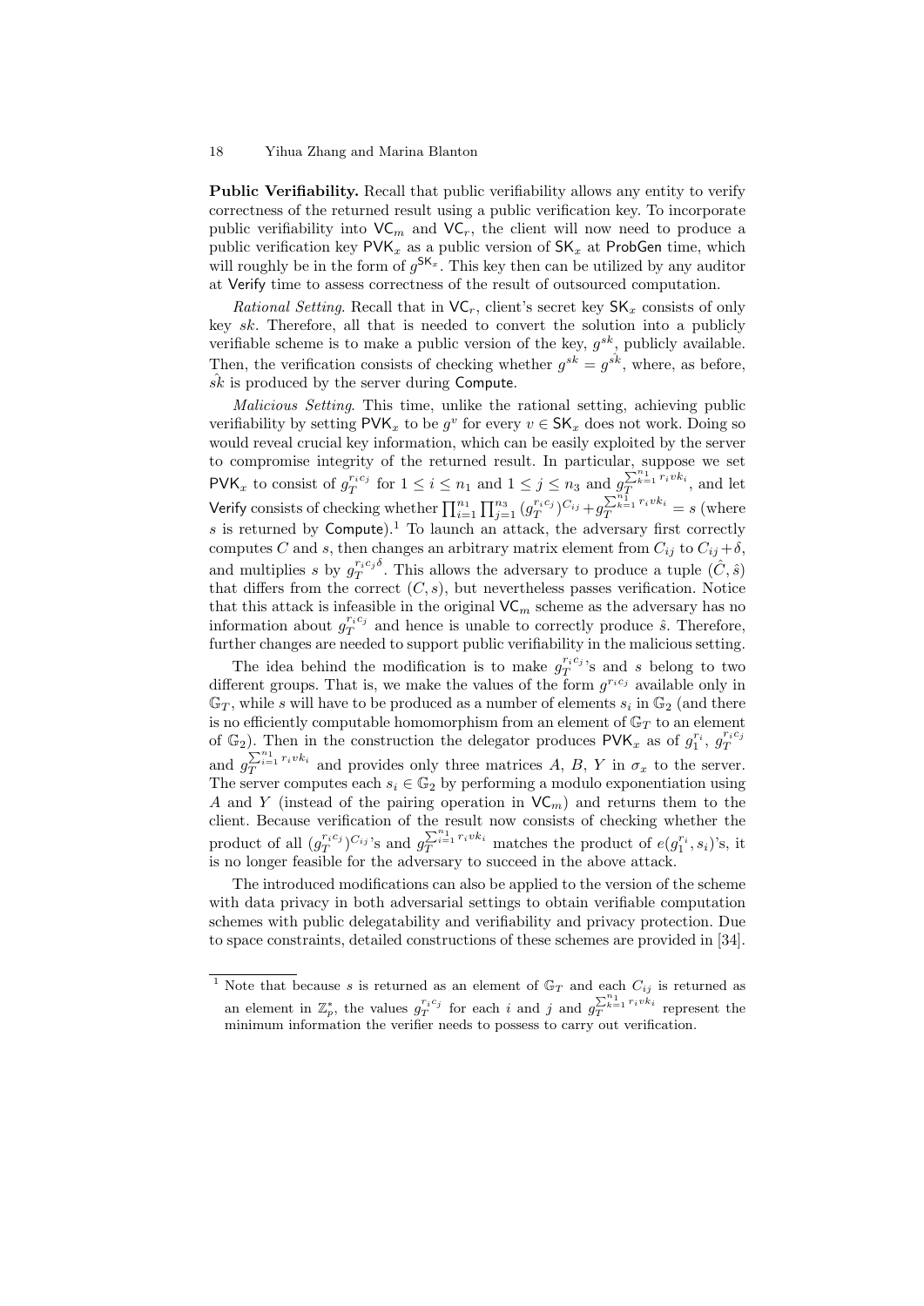**Public Verifiability.** Recall that public verifiability allows any entity to verify correctness of the returned result using a public verification key. To incorporate public verifiability into $\mathsf{VC}_m$ and $\mathsf{VC}_r$, the client will now need to produce a public verification key $\mathsf{PVK}_x$ as a public version of $\mathsf{SK}_x$ at $\mathsf{ProbGen}$ time, which will roughly be in the form of $g^{\mathsf{SK}_x}$. This key then can be utilized by any auditor at $\mathsf{Verify}$ time to assess correctness of the result of outsourced computation.

*Rational Setting.* Recall that in $\mathsf{VC}_r$, client's secret key $\mathsf{SK}_x$ consists of only key $sk$. Therefore, all that is needed to convert the solution into a publicly verifiable scheme is to make a public version of the key, $g^{sk}$, publicly available. Then, the verification consists of checking whether $g^{sk} = g^{\hat{sk}}$, where, as before, $\hat{sk}$ is produced by the server during $\mathsf{Compute}$.

*Malicious Setting.* This time, unlike the rational setting, achieving public verifiability by setting $\mathsf{PVK}_x$ to be $g^v$ for every $v \in \mathsf{SK}_x$ does not work. Doing so would reveal crucial key information, which can be easily exploited by the server to compromise integrity of the returned result. In particular, suppose we set $\mathsf{PVK}_x$ to consist of $g_T^{r_i c_j}$ for $1 \le i \le n_1$ and $1 \le j \le n_3$ and $g_T^{\sum_{k=1}^{n_1} r_i v k_i}$, and let $\mathsf{Verify}$ consists of checking whether $\prod_{i=1}^{n_1} \prod_{j=1}^{n_3} (g_T^{r_i c_j})^{C_{ij}} + g_T^{\sum_{k=1}^{n_1} r_i v k_i} = s$ (where $s$ is returned by $\mathsf{Compute}$).[1] To launch an attack, the adversary first correctly computes $C$ and $s$, then changes an arbitrary matrix element from $C_{ij}$ to $C_{ij} + \delta$, and multiplies $s$ by $g_T^{r_i c_j \delta}$. This allows the adversary to produce a tuple $(\hat{C}, \hat{s})$ that differs from the correct $(C, s)$, but nevertheless passes verification. Notice that this attack is infeasible in the original $\mathsf{VC}_m$ scheme as the adversary has no information about $g_T^{r_i c_j}$ and hence is unable to correctly produce $\hat{s}$. Therefore, further changes are needed to support public verifiability in the malicious setting.

The idea behind the modification is to make $g_T^{r_i c_j}$'s and $s$ belong to two different groups. That is, we make the values of the form $g^{r_i c_j}$ available only in $\mathbb{G}_T$, while $s$ will have to be produced as a number of elements $s_i$ in $\mathbb{G}_2$ (and there is no efficiently computable homomorphism from an element of $\mathbb{G}_T$ to an element of $\mathbb{G}_2$). Then in the construction the delegator produces $\mathsf{PVK}_x$ as of $g_1^{r_i}$, $g_T^{r_i c_j}$ and $g_T^{\sum_{i=1}^{n_1} r_i v k_i}$ and provides only three matrices $A$, $B$, $Y$ in $\sigma_x$ to the server. The server computes each $s_i \in \mathbb{G}_2$ by performing a modulo exponentiation using $A$ and $Y$ (instead of the pairing operation in $\mathsf{VC}_m$) and returns them to the client. Because verification of the result now consists of checking whether the product of all $(g_T^{r_i c_j})^{C_{ij}}$'s and $g_T^{\sum_{i=1}^{n_1} r_i v k_i}$ matches the product of $e(g_1^{r_i}, s_i)$'s, it is no longer feasible for the adversary to succeed in the above attack.

The introduced modifications can also be applied to the version of the scheme with data privacy in both adversarial settings to obtain verifiable computation schemes with public delegatability and verifiability and privacy protection. Due to space constraints, detailed constructions of these schemes are provided in [34].

---

[1] Note that because $s$ is returned as an element of $\mathbb{G}_T$ and each $C_{ij}$ is returned as an element in $\mathbb{Z}_p^*$, the values $g_T^{r_i c_j}$ for each $i$ and $j$ and $g_T^{\sum_{k=1}^{n_1} r_i v k_i}$ represent the minimum information the verifier needs to possess to carry out verification.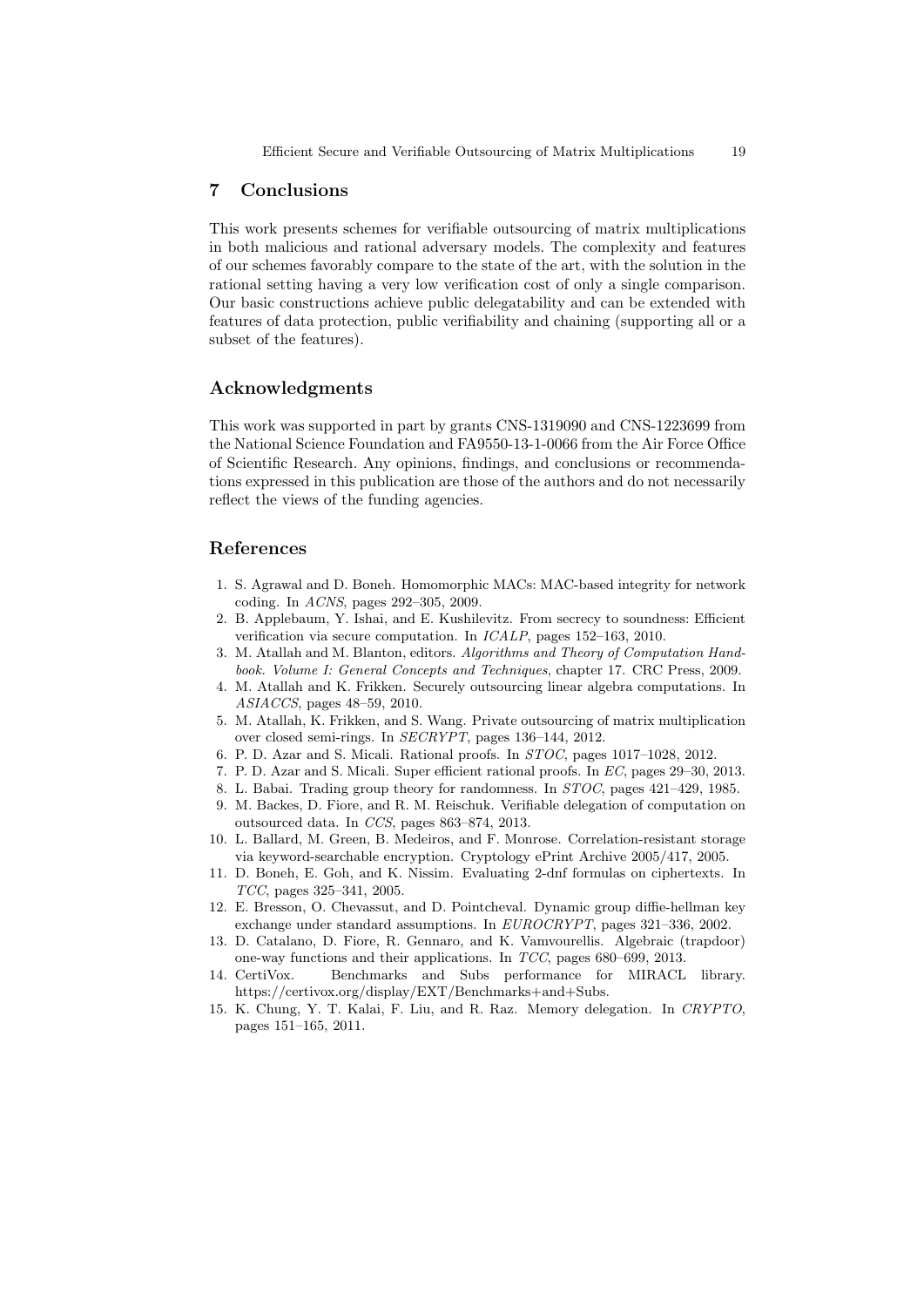## 7 Conclusions

This work presents schemes for verifiable outsourcing of matrix multiplications in both malicious and rational adversary models. The complexity and features of our schemes favorably compare to the state of the art, with the solution in the rational setting having a very low verification cost of only a single comparison. Our basic constructions achieve public delegatability and can be extended with features of data protection, public verifiability and chaining (supporting all or a subset of the features).

## Acknowledgments

This work was supported in part by grants CNS-1319090 and CNS-1223699 from the National Science Foundation and FA9550-13-1-0066 from the Air Force Office of Scientific Research. Any opinions, findings, and conclusions or recommendations expressed in this publication are those of the authors and do not necessarily reflect the views of the funding agencies.

## References

1. S. Agrawal and D. Boneh. Homomorphic MACs: MAC-based integrity for network coding. In *ACNS*, pages 292–305, 2009.
2. B. Applebaum, Y. Ishai, and E. Kushilevitz. From secrecy to soundness: Efficient verification via secure computation. In *ICALP*, pages 152–163, 2010.
3. M. Atallah and M. Blanton, editors. *Algorithms and Theory of Computation Handbook. Volume I: General Concepts and Techniques*, chapter 17. CRC Press, 2009.
4. M. Atallah and K. Frikken. Securely outsourcing linear algebra computations. In *ASIACCS*, pages 48–59, 2010.
5. M. Atallah, K. Frikken, and S. Wang. Private outsourcing of matrix multiplication over closed semi-rings. In *SECRYPT*, pages 136–144, 2012.
6. P. D. Azar and S. Micali. Rational proofs. In *STOC*, pages 1017–1028, 2012.
7. P. D. Azar and S. Micali. Super efficient rational proofs. In *EC*, pages 29–30, 2013.
8. L. Babai. Trading group theory for randomness. In *STOC*, pages 421–429, 1985.
9. M. Backes, D. Fiore, and R. M. Reischuk. Verifiable delegation of computation on outsourced data. In *CCS*, pages 863–874, 2013.
10. L. Ballard, M. Green, B. Medeiros, and F. Monrose. Correlation-resistant storage via keyword-searchable encryption. Cryptology ePrint Archive 2005/417, 2005.
11. D. Boneh, E. Goh, and K. Nissim. Evaluating 2-dnf formulas on ciphertexts. In *TCC*, pages 325–341, 2005.
12. E. Bresson, O. Chevassut, and D. Pointcheval. Dynamic group diffie-hellman key exchange under standard assumptions. In *EUROCRYPT*, pages 321–336, 2002.
13. D. Catalano, D. Fiore, R. Gennaro, and K. Vamvourellis. Algebraic (trapdoor) one-way functions and their applications. In *TCC*, pages 680–699, 2013.
14. CertiVox. Benchmarks and Subs performance for MIRACL library. https://certivox.org/display/EXT/Benchmarks+and+Subs.
15. K. Chung, Y. T. Kalai, F. Liu, and R. Raz. Memory delegation. In *CRYPTO*, pages 151–165, 2011.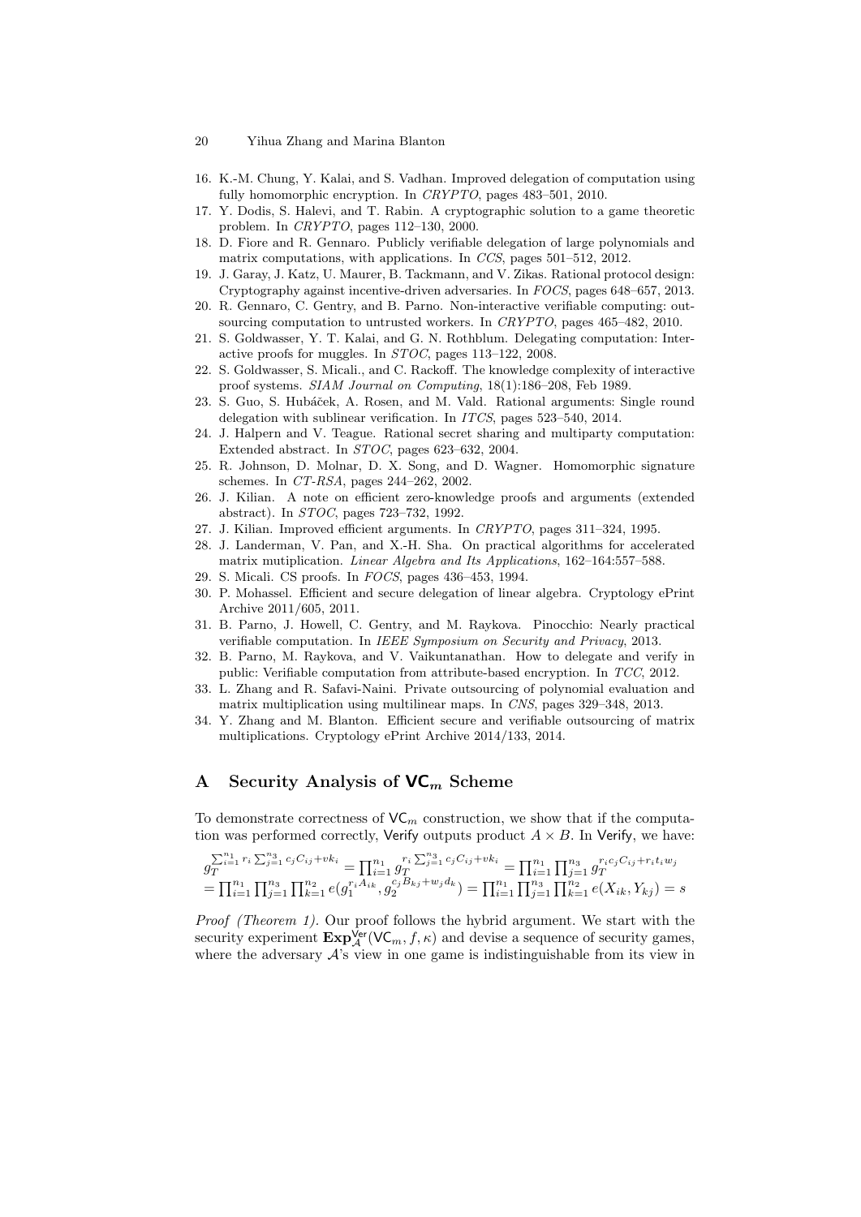16. K.-M. Chung, Y. Kalai, and S. Vadhan. Improved delegation of computation using fully homomorphic encryption. In *CRYPTO*, pages 483–501, 2010.
17. Y. Dodis, S. Halevi, and T. Rabin. A cryptographic solution to a game theoretic problem. In *CRYPTO*, pages 112–130, 2000.
18. D. Fiore and R. Gennaro. Publicly verifiable delegation of large polynomials and matrix computations, with applications. In *CCS*, pages 501–512, 2012.
19. J. Garay, J. Katz, U. Maurer, B. Tackmann, and V. Zikas. Rational protocol design: Cryptography against incentive-driven adversaries. In *FOCS*, pages 648–657, 2013.
20. R. Gennaro, C. Gentry, and B. Parno. Non-interactive verifiable computing: outsourcing computation to untrusted workers. In *CRYPTO*, pages 465–482, 2010.
21. S. Goldwasser, Y. T. Kalai, and G. N. Rothblum. Delegating computation: Interactive proofs for muggles. In *STOC*, pages 113–122, 2008.
22. S. Goldwasser, S. Micali., and C. Rackoff. The knowledge complexity of interactive proof systems. *SIAM Journal on Computing*, 18(1):186–208, Feb 1989.
23. S. Guo, S. Hubáček, A. Rosen, and M. Vald. Rational arguments: Single round delegation with sublinear verification. In *ITCS*, pages 523–540, 2014.
24. J. Halpern and V. Teague. Rational secret sharing and multiparty computation: Extended abstract. In *STOC*, pages 623–632, 2004.
25. R. Johnson, D. Molnar, D. X. Song, and D. Wagner. Homomorphic signature schemes. In *CT-RSA*, pages 244–262, 2002.
26. J. Kilian. A note on efficient zero-knowledge proofs and arguments (extended abstract). In *STOC*, pages 723–732, 1992.
27. J. Kilian. Improved efficient arguments. In *CRYPTO*, pages 311–324, 1995.
28. J. Landerman, V. Pan, and X.-H. Sha. On practical algorithms for accelerated matrix mutiplication. *Linear Algebra and Its Applications*, 162–164:557–588.
29. S. Micali. CS proofs. In *FOCS*, pages 436–453, 1994.
30. P. Mohassel. Efficient and secure delegation of linear algebra. Cryptology ePrint Archive 2011/605, 2011.
31. B. Parno, J. Howell, C. Gentry, and M. Raykova. Pinocchio: Nearly practical verifiable computation. In *IEEE Symposium on Security and Privacy*, 2013.
32. B. Parno, M. Raykova, and V. Vaikuntanathan. How to delegate and verify in public: Verifiable computation from attribute-based encryption. In *TCC*, 2012.
33. L. Zhang and R. Safavi-Naini. Private outsourcing of polynomial evaluation and matrix multiplication using multilinear maps. In *CNS*, pages 329–348, 2013.
34. Y. Zhang and M. Blanton. Efficient secure and verifiable outsourcing of matrix multiplications. Cryptology ePrint Archive 2014/133, 2014.

# A Security Analysis of $\mathsf{VC}_m$ Scheme

To demonstrate correctness of $\mathsf{VC}_m$ construction, we show that if the computation was performed correctly, Verify outputs product $A \times B$. In Verify, we have:

$$g_T^{\sum_{i=1}^{n_1} r_i \sum_{j=1}^{n_3} c_j C_{ij} + vk_i} = \prod_{i=1}^{n_1} g_T^{r_i \sum_{j=1}^{n_3} c_j C_{ij} + vk_i} = \prod_{i=1}^{n_1} \prod_{j=1}^{n_3} g_T^{r_i c_j C_{ij} + r_i t_i w_j}$$
$$= \prod_{i=1}^{n_1} \prod_{j=1}^{n_3} \prod_{k=1}^{n_2} e(g_1^{r_i A_{ik}}, g_2^{c_j B_{kj} + w_j d_k}) = \prod_{i=1}^{n_1} \prod_{j=1}^{n_3} \prod_{k=1}^{n_2} e(X_{ik}, Y_{kj}) = s$$

*Proof (Theorem 1).* Our proof follows the hybrid argument. We start with the security experiment $\mathbf{Exp}_{\mathcal{A}}^{\mathsf{Ver}}(\mathsf{VC}_m, f, \kappa)$ and devise a sequence of security games, where the adversary $\mathcal{A}$'s view in one game is indistinguishable from its view in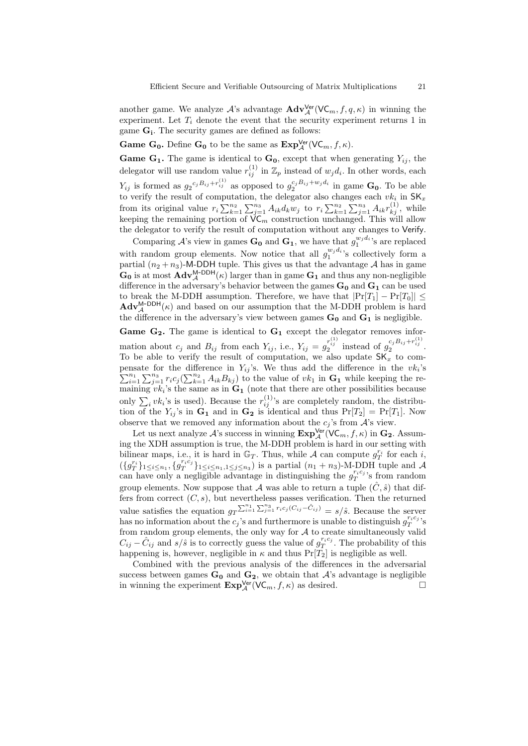another game. We analyze $\mathcal{A}$'s advantage $\mathbf{Adv}_{\mathcal{A}}^{\mathsf{Ver}}(\mathsf{VC}_m, f, q, \kappa)$ in winning the experiment. Let $T_i$ denote the event that the security experiment returns 1 in game $\mathbf{G_i}$. The security games are defined as follows:

**Game $\mathbf{G_0}$.** Define $\mathbf{G_0}$ to be the same as $\mathbf{Exp}_{\mathcal{A}}^{\mathsf{Ver}}(\mathsf{VC}_m, f, \kappa)$.

**Game $\mathbf{G_1}$.** The game is identical to $\mathbf{G_0}$, except that when generating $Y_{ij}$, the delegator will use random value $r_{ij}^{(1)}$ in $\mathbb{Z}_p$ instead of $w_j d_i$. In other words, each $Y_{ij}$ is formed as ${g_2}^{c_j B_{ij} + r_{ij}^{(1)}}$ as opposed to $g_2^{c_j B_{ij} + w_j d_i}$ in game $\mathbf{G_0}$. To be able to verify the result of computation, the delegator also changes each $vk_i$ in $\mathsf{SK}_x$ from its original value $r_i \sum_{k=1}^{n_2} \sum_{j=1}^{n_3} A_{ik} d_k w_j$ to $r_i \sum_{k=1}^{n_2} \sum_{j=1}^{n_3} A_{ik} r_{kj}^{(1)}$, while keeping the remaining portion of $\mathsf{VC}_m$ construction unchanged. This will allow the delegator to verify the result of computation without any changes to $\mathsf{Verify}$.

Comparing $\mathcal{A}$'s view in games $\mathbf{G_0}$ and $\mathbf{G_1}$, we have that $g_1^{w_j d_i}$'s are replaced with random group elements. Now notice that all $g_1^{w_j d_i}$'s collectively form a partial $(n_2 + n_3)$-$\mathsf{M\text{-}DDH}$ tuple. This gives us that the advantage $\mathcal{A}$ has in game $\mathbf{G_0}$ is at most $\mathbf{Adv}_{\mathcal{A}}^{\mathsf{M\text{-}DDH}}(\kappa)$ larger than in game $\mathbf{G_1}$ and thus any non-negligible difference in the adversary's behavior between the games $\mathbf{G_0}$ and $\mathbf{G_1}$ can be used to break the M-DDH assumption. Therefore, we have that $|\Pr[T_1] - \Pr[T_0]| \leq \mathbf{Adv}_{\mathcal{A}}^{\mathsf{M\text{-}DDH}}(\kappa)$ and based on our assumption that the M-DDH problem is hard the difference in the adversary's view between games $\mathbf{G_0}$ and $\mathbf{G_1}$ is negligible.

**Game $\mathbf{G_2}$.** The game is identical to $\mathbf{G_1}$ except the delegator removes information about $c_j$ and $B_{ij}$ from each $Y_{ij}$, i.e., $Y_{ij} = g_2^{r_{ij}^{(1)}}$ instead of $g_2^{c_j B_{ij} + r_{ij}^{(1)}}$. To be able to verify the result of computation, we also update $\mathsf{SK}_x$ to compensate for the difference in $Y_{ij}$'s. We thus add the difference in the $vk_i$'s $\sum_{i=1}^{n_1} \sum_{j=1}^{n_3} r_i c_j (\sum_{k=1}^{n_2} A_{ik} B_{kj})$ to the value of $vk_1$ in $\mathbf{G_1}$ while keeping the remaining $vk_i$'s the same as in $\mathbf{G_1}$ (note that there are other possibilities because only $\sum_i vk_i$'s is used). Because the $r_{ij}^{(1)}$'s are completely random, the distribution of the $Y_{ij}$'s in $\mathbf{G_1}$ and in $\mathbf{G_2}$ is identical and thus $\Pr[T_2] = \Pr[T_1]$. Now observe that we removed any information about the $c_j$'s from $\mathcal{A}$'s view.

Let us next analyze $\mathcal{A}$'s success in winning $\mathbf{Exp}_{\mathcal{A}}^{\mathsf{Ver}}(\mathsf{VC}_m, f, \kappa)$ in $\mathbf{G_2}$. Assuming the XDH assumption is true, the M-DDH problem is hard in our setting with bilinear maps, i.e., it is hard in $\mathbb{G}_T$. Thus, while $\mathcal{A}$ can compute $g_T^{r_i}$ for each $i$, $(\{g_T^{r_i}\}_{1 \leq i \leq n_1}, \{g_T^{r_i c_j}\}_{1 \leq i \leq n_1, 1 \leq j \leq n_3})$ is a partial $(n_1 + n_3)$-M-DDH tuple and $\mathcal{A}$ can have only a negligible advantage in distinguishing the $g_T^{r_i c_j}$'s from random group elements. Now suppose that $\mathcal{A}$ was able to return a tuple $(\hat{C}, \hat{s})$ that differs from correct $(C, s)$, but nevertheless passes verification. Then the returned value satisfies the equation $g_T^{\sum_{i=1}^{n_1} \sum_{j=1}^{n_3} r_i c_j (C_{ij} - \hat{C}_{ij})} = s/\hat{s}$. Because the server has no information about the $c_j$'s and furthermore is unable to distinguish $g_T^{r_i c_j}$'s from random group elements, the only way for $\mathcal{A}$ to create simultaneously valid $C_{ij} - \hat{C}_{ij}$ and $s/\hat{s}$ is to correctly guess the value of $g_T^{r_i c_j}$. The probability of this happening is, however, negligible in $\kappa$ and thus $\Pr[T_2]$ is negligible as well.

Combined with the previous analysis of the differences in the adversarial success between games $\mathbf{G_0}$ and $\mathbf{G_2}$, we obtain that $\mathcal{A}$'s advantage is negligible in winning the experiment $\mathbf{Exp}_{\mathcal{A}}^{\mathsf{Ver}}(\mathsf{VC}_m, f, \kappa)$ as desired. $\square$